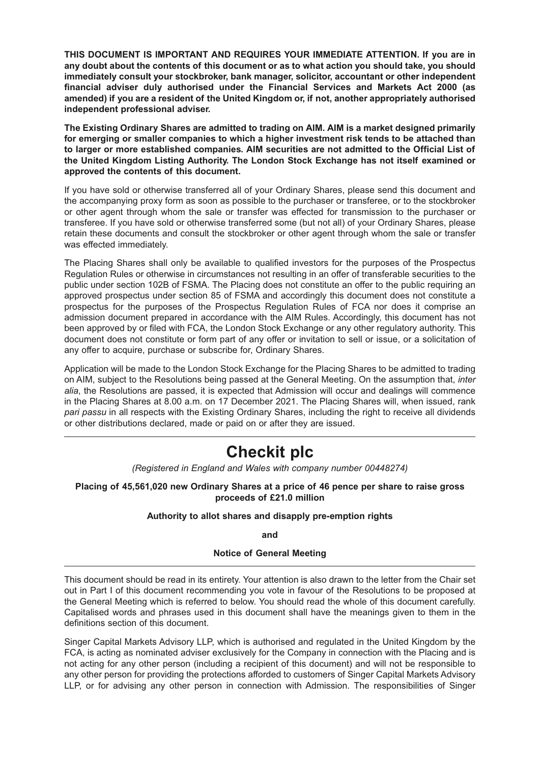**THIS DOCUMENT IS IMPORTANT AND REQUIRES YOUR IMMEDIATE ATTENTION. If you are in any doubt about the contents of this document or as to what action you should take, you should immediately consult your stockbroker, bank manager, solicitor, accountant or other independent financial adviser duly authorised under the Financial Services and Markets Act 2000 (as amended) if you are a resident of the United Kingdom or, if not, another appropriately authorised independent professional adviser.**

**The Existing Ordinary Shares are admitted to trading on AIM. AIM is a market designed primarily for emerging or smaller companies to which a higher investment risk tends to be attached than to larger or more established companies. AIM securities are not admitted to the Official List of the United Kingdom Listing Authority. The London Stock Exchange has not itself examined or approved the contents of this document.**

If you have sold or otherwise transferred all of your Ordinary Shares, please send this document and the accompanying proxy form as soon as possible to the purchaser or transferee, or to the stockbroker or other agent through whom the sale or transfer was effected for transmission to the purchaser or transferee. If you have sold or otherwise transferred some (but not all) of your Ordinary Shares, please retain these documents and consult the stockbroker or other agent through whom the sale or transfer was effected immediately.

The Placing Shares shall only be available to qualified investors for the purposes of the Prospectus Regulation Rules or otherwise in circumstances not resulting in an offer of transferable securities to the public under section 102B of FSMA. The Placing does not constitute an offer to the public requiring an approved prospectus under section 85 of FSMA and accordingly this document does not constitute a prospectus for the purposes of the Prospectus Regulation Rules of FCA nor does it comprise an admission document prepared in accordance with the AIM Rules. Accordingly, this document has not been approved by or filed with FCA, the London Stock Exchange or any other regulatory authority. This document does not constitute or form part of any offer or invitation to sell or issue, or a solicitation of any offer to acquire, purchase or subscribe for, Ordinary Shares.

Application will be made to the London Stock Exchange for the Placing Shares to be admitted to trading on AIM, subject to the Resolutions being passed at the General Meeting. On the assumption that, *inter alia*, the Resolutions are passed, it is expected that Admission will occur and dealings will commence in the Placing Shares at 8.00 a.m. on 17 December 2021. The Placing Shares will, when issued, rank *pari passu* in all respects with the Existing Ordinary Shares, including the right to receive all dividends or other distributions declared, made or paid on or after they are issued.

---

# Checkit plc

*(Registered in England and Wales with company number 00448274)*

**Placing of 45,561,020 new Ordinary Shares at a price of 46 pence per share to raise gross proceeds of £21.0 million**

**Authority to allot shares and disapply pre-emption rights**

**and**

**Notice of General Meeting**

---

This document should be read in its entirety. Your attention is also drawn to the letter from the Chair set out in Part I of this document recommending you vote in favour of the Resolutions to be proposed at the General Meeting which is referred to below. You should read the whole of this document carefully. Capitalised words and phrases used in this document shall have the meanings given to them in the definitions section of this document.

Singer Capital Markets Advisory LLP, which is authorised and regulated in the United Kingdom by the FCA, is acting as nominated adviser exclusively for the Company in connection with the Placing and is not acting for any other person (including a recipient of this document) and will not be responsible to any other person for providing the protections afforded to customers of Singer Capital Markets Advisory LLP, or for advising any other person in connection with Admission. The responsibilities of Singer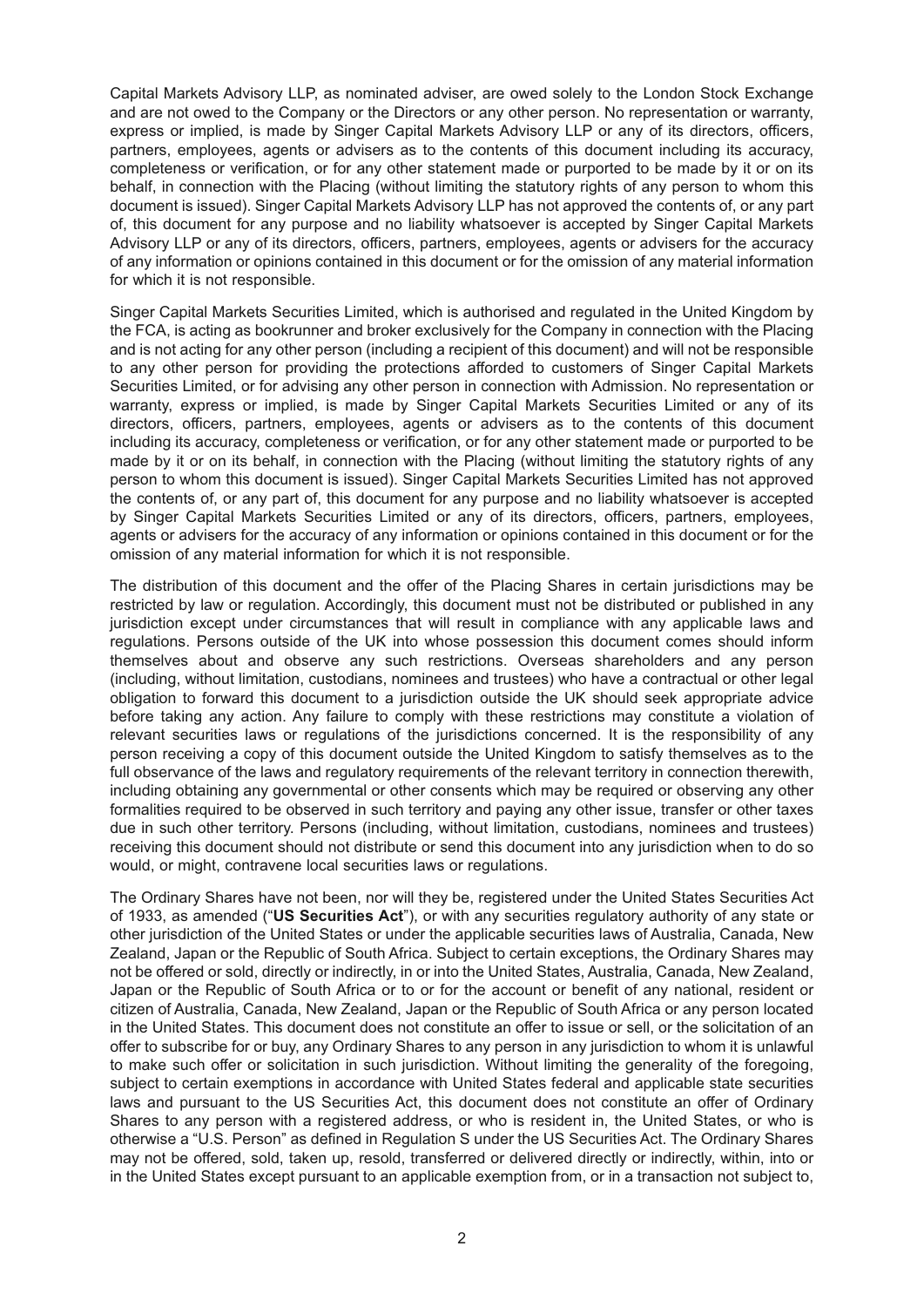Capital Markets Advisory LLP, as nominated adviser, are owed solely to the London Stock Exchange and are not owed to the Company or the Directors or any other person. No representation or warranty, express or implied, is made by Singer Capital Markets Advisory LLP or any of its directors, officers, partners, employees, agents or advisers as to the contents of this document including its accuracy, completeness or verification, or for any other statement made or purported to be made by it or on its behalf, in connection with the Placing (without limiting the statutory rights of any person to whom this document is issued). Singer Capital Markets Advisory LLP has not approved the contents of, or any part of, this document for any purpose and no liability whatsoever is accepted by Singer Capital Markets Advisory LLP or any of its directors, officers, partners, employees, agents or advisers for the accuracy of any information or opinions contained in this document or for the omission of any material information for which it is not responsible.

Singer Capital Markets Securities Limited, which is authorised and regulated in the United Kingdom by the FCA, is acting as bookrunner and broker exclusively for the Company in connection with the Placing and is not acting for any other person (including a recipient of this document) and will not be responsible to any other person for providing the protections afforded to customers of Singer Capital Markets Securities Limited, or for advising any other person in connection with Admission. No representation or warranty, express or implied, is made by Singer Capital Markets Securities Limited or any of its directors, officers, partners, employees, agents or advisers as to the contents of this document including its accuracy, completeness or verification, or for any other statement made or purported to be made by it or on its behalf, in connection with the Placing (without limiting the statutory rights of any person to whom this document is issued). Singer Capital Markets Securities Limited has not approved the contents of, or any part of, this document for any purpose and no liability whatsoever is accepted by Singer Capital Markets Securities Limited or any of its directors, officers, partners, employees, agents or advisers for the accuracy of any information or opinions contained in this document or for the omission of any material information for which it is not responsible.

The distribution of this document and the offer of the Placing Shares in certain jurisdictions may be restricted by law or regulation. Accordingly, this document must not be distributed or published in any jurisdiction except under circumstances that will result in compliance with any applicable laws and regulations. Persons outside of the UK into whose possession this document comes should inform themselves about and observe any such restrictions. Overseas shareholders and any person (including, without limitation, custodians, nominees and trustees) who have a contractual or other legal obligation to forward this document to a jurisdiction outside the UK should seek appropriate advice before taking any action. Any failure to comply with these restrictions may constitute a violation of relevant securities laws or regulations of the jurisdictions concerned. It is the responsibility of any person receiving a copy of this document outside the United Kingdom to satisfy themselves as to the full observance of the laws and regulatory requirements of the relevant territory in connection therewith, including obtaining any governmental or other consents which may be required or observing any other formalities required to be observed in such territory and paying any other issue, transfer or other taxes due in such other territory. Persons (including, without limitation, custodians, nominees and trustees) receiving this document should not distribute or send this document into any jurisdiction when to do so would, or might, contravene local securities laws or regulations.

The Ordinary Shares have not been, nor will they be, registered under the United States Securities Act of 1933, as amended ("**US Securities Act**"), or with any securities regulatory authority of any state or other jurisdiction of the United States or under the applicable securities laws of Australia, Canada, New Zealand, Japan or the Republic of South Africa. Subject to certain exceptions, the Ordinary Shares may not be offered or sold, directly or indirectly, in or into the United States, Australia, Canada, New Zealand, Japan or the Republic of South Africa or to or for the account or benefit of any national, resident or citizen of Australia, Canada, New Zealand, Japan or the Republic of South Africa or any person located in the United States. This document does not constitute an offer to issue or sell, or the solicitation of an offer to subscribe for or buy, any Ordinary Shares to any person in any jurisdiction to whom it is unlawful to make such offer or solicitation in such jurisdiction. Without limiting the generality of the foregoing, subject to certain exemptions in accordance with United States federal and applicable state securities laws and pursuant to the US Securities Act, this document does not constitute an offer of Ordinary Shares to any person with a registered address, or who is resident in, the United States, or who is otherwise a "U.S. Person" as defined in Regulation S under the US Securities Act. The Ordinary Shares may not be offered, sold, taken up, resold, transferred or delivered directly or indirectly, within, into or in the United States except pursuant to an applicable exemption from, or in a transaction not subject to,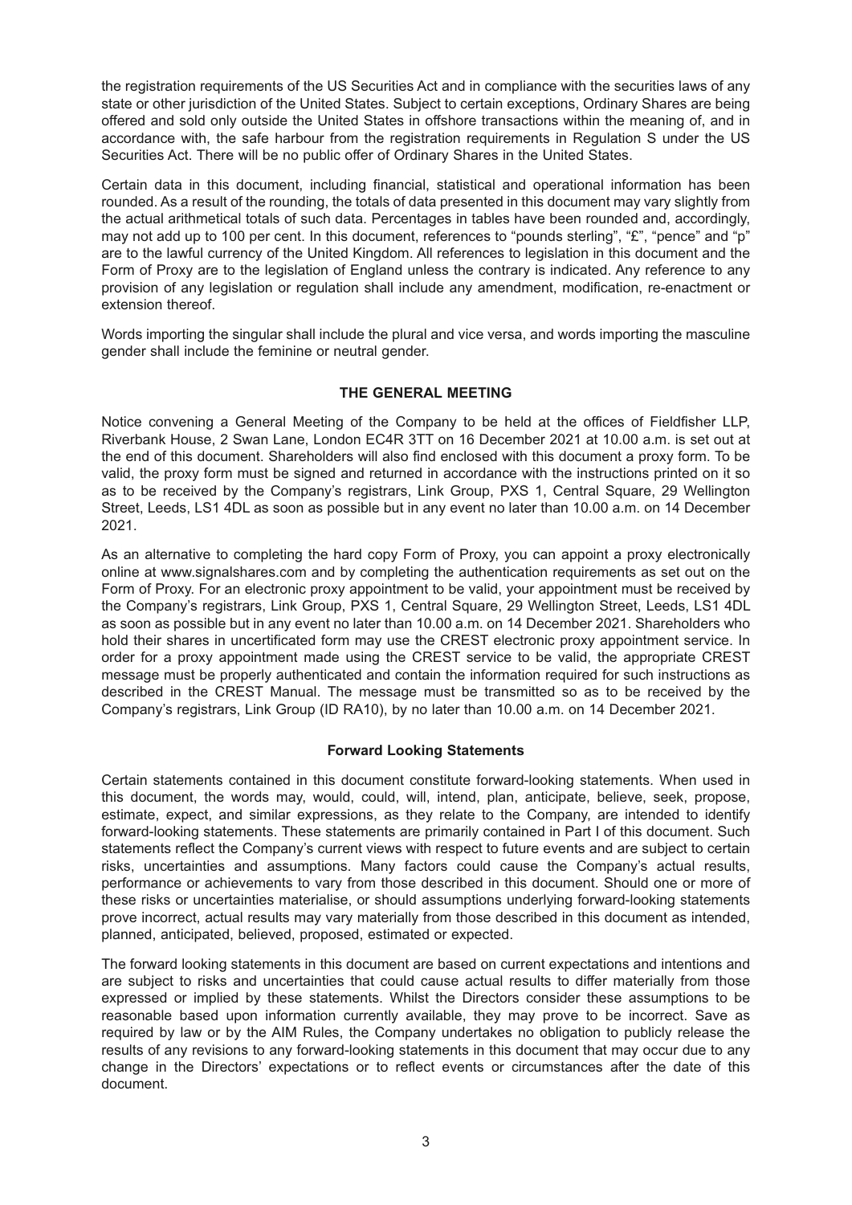the registration requirements of the US Securities Act and in compliance with the securities laws of any state or other jurisdiction of the United States. Subject to certain exceptions, Ordinary Shares are being offered and sold only outside the United States in offshore transactions within the meaning of, and in accordance with, the safe harbour from the registration requirements in Regulation S under the US Securities Act. There will be no public offer of Ordinary Shares in the United States.

Certain data in this document, including financial, statistical and operational information has been rounded. As a result of the rounding, the totals of data presented in this document may vary slightly from the actual arithmetical totals of such data. Percentages in tables have been rounded and, accordingly, may not add up to 100 per cent. In this document, references to "pounds sterling", "£", "pence" and "p" are to the lawful currency of the United Kingdom. All references to legislation in this document and the Form of Proxy are to the legislation of England unless the contrary is indicated. Any reference to any provision of any legislation or regulation shall include any amendment, modification, re-enactment or extension thereof.

Words importing the singular shall include the plural and vice versa, and words importing the masculine gender shall include the feminine or neutral gender.

## THE GENERAL MEETING

Notice convening a General Meeting of the Company to be held at the offices of Fieldfisher LLP, Riverbank House, 2 Swan Lane, London EC4R 3TT on 16 December 2021 at 10.00 a.m. is set out at the end of this document. Shareholders will also find enclosed with this document a proxy form. To be valid, the proxy form must be signed and returned in accordance with the instructions printed on it so as to be received by the Company's registrars, Link Group, PXS 1, Central Square, 29 Wellington Street, Leeds, LS1 4DL as soon as possible but in any event no later than 10.00 a.m. on 14 December 2021.

As an alternative to completing the hard copy Form of Proxy, you can appoint a proxy electronically online at www.signalshares.com and by completing the authentication requirements as set out on the Form of Proxy. For an electronic proxy appointment to be valid, your appointment must be received by the Company's registrars, Link Group, PXS 1, Central Square, 29 Wellington Street, Leeds, LS1 4DL as soon as possible but in any event no later than 10.00 a.m. on 14 December 2021. Shareholders who hold their shares in uncertificated form may use the CREST electronic proxy appointment service. In order for a proxy appointment made using the CREST service to be valid, the appropriate CREST message must be properly authenticated and contain the information required for such instructions as described in the CREST Manual. The message must be transmitted so as to be received by the Company's registrars, Link Group (ID RA10), by no later than 10.00 a.m. on 14 December 2021.

### Forward Looking Statements

Certain statements contained in this document constitute forward-looking statements. When used in this document, the words may, would, could, will, intend, plan, anticipate, believe, seek, propose, estimate, expect, and similar expressions, as they relate to the Company, are intended to identify forward-looking statements. These statements are primarily contained in Part I of this document. Such statements reflect the Company's current views with respect to future events and are subject to certain risks, uncertainties and assumptions. Many factors could cause the Company's actual results, performance or achievements to vary from those described in this document. Should one or more of these risks or uncertainties materialise, or should assumptions underlying forward-looking statements prove incorrect, actual results may vary materially from those described in this document as intended, planned, anticipated, believed, proposed, estimated or expected.

The forward looking statements in this document are based on current expectations and intentions and are subject to risks and uncertainties that could cause actual results to differ materially from those expressed or implied by these statements. Whilst the Directors consider these assumptions to be reasonable based upon information currently available, they may prove to be incorrect. Save as required by law or by the AIM Rules, the Company undertakes no obligation to publicly release the results of any revisions to any forward-looking statements in this document that may occur due to any change in the Directors' expectations or to reflect events or circumstances after the date of this document.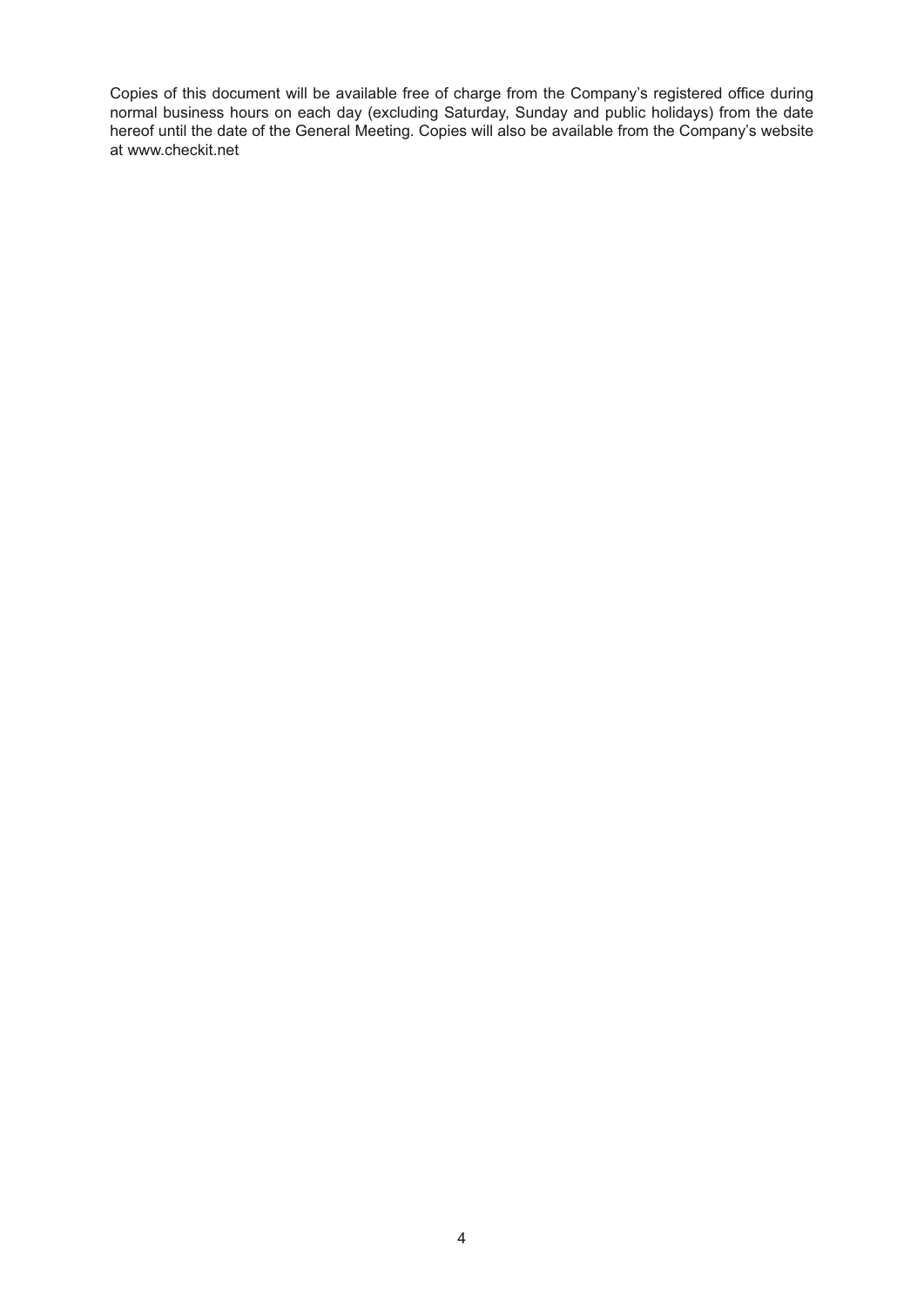Copies of this document will be available free of charge from the Company's registered office during normal business hours on each day (excluding Saturday, Sunday and public holidays) from the date hereof until the date of the General Meeting. Copies will also be available from the Company's website at www.checkit.net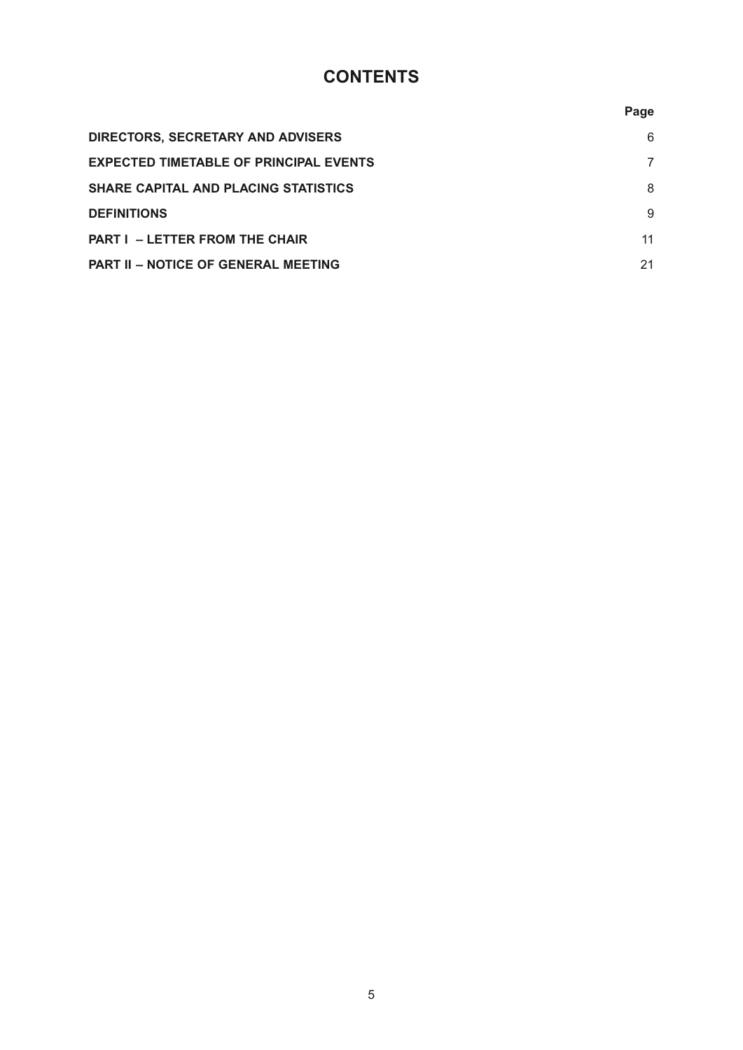# CONTENTS

| | Page |
|---|---|
| **DIRECTORS, SECRETARY AND ADVISERS** | 6 |
| **EXPECTED TIMETABLE OF PRINCIPAL EVENTS** | 7 |
| **SHARE CAPITAL AND PLACING STATISTICS** | 8 |
| **DEFINITIONS** | 9 |
| **PART I – LETTER FROM THE CHAIR** | 11 |
| **PART II – NOTICE OF GENERAL MEETING** | 21 |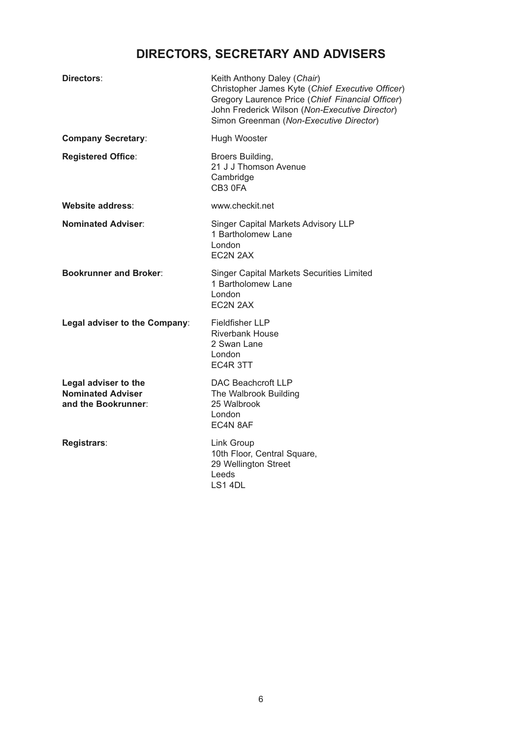# DIRECTORS, SECRETARY AND ADVISERS

| | |
|---|---|
| **Directors**: | Keith Anthony Daley (*Chair*)<br>Christopher James Kyte (*Chief Executive Officer*)<br>Gregory Laurence Price (*Chief Financial Officer*)<br>John Frederick Wilson (*Non-Executive Director*)<br>Simon Greenman (*Non-Executive Director*) |
| **Company Secretary**: | Hugh Wooster |
| **Registered Office**: | Broers Building,<br>21 J J Thomson Avenue<br>Cambridge<br>CB3 0FA |
| **Website address**: | www.checkit.net |
| **Nominated Adviser**: | Singer Capital Markets Advisory LLP<br>1 Bartholomew Lane<br>London<br>EC2N 2AX |
| **Bookrunner and Broker**: | Singer Capital Markets Securities Limited<br>1 Bartholomew Lane<br>London<br>EC2N 2AX |
| **Legal adviser to the Company**: | Fieldfisher LLP<br>Riverbank House<br>2 Swan Lane<br>London<br>EC4R 3TT |
| **Legal adviser to the Nominated Adviser and the Bookrunner**: | DAC Beachcroft LLP<br>The Walbrook Building<br>25 Walbrook<br>London<br>EC4N 8AF |
| **Registrars**: | Link Group<br>10th Floor, Central Square,<br>29 Wellington Street<br>Leeds<br>LS1 4DL |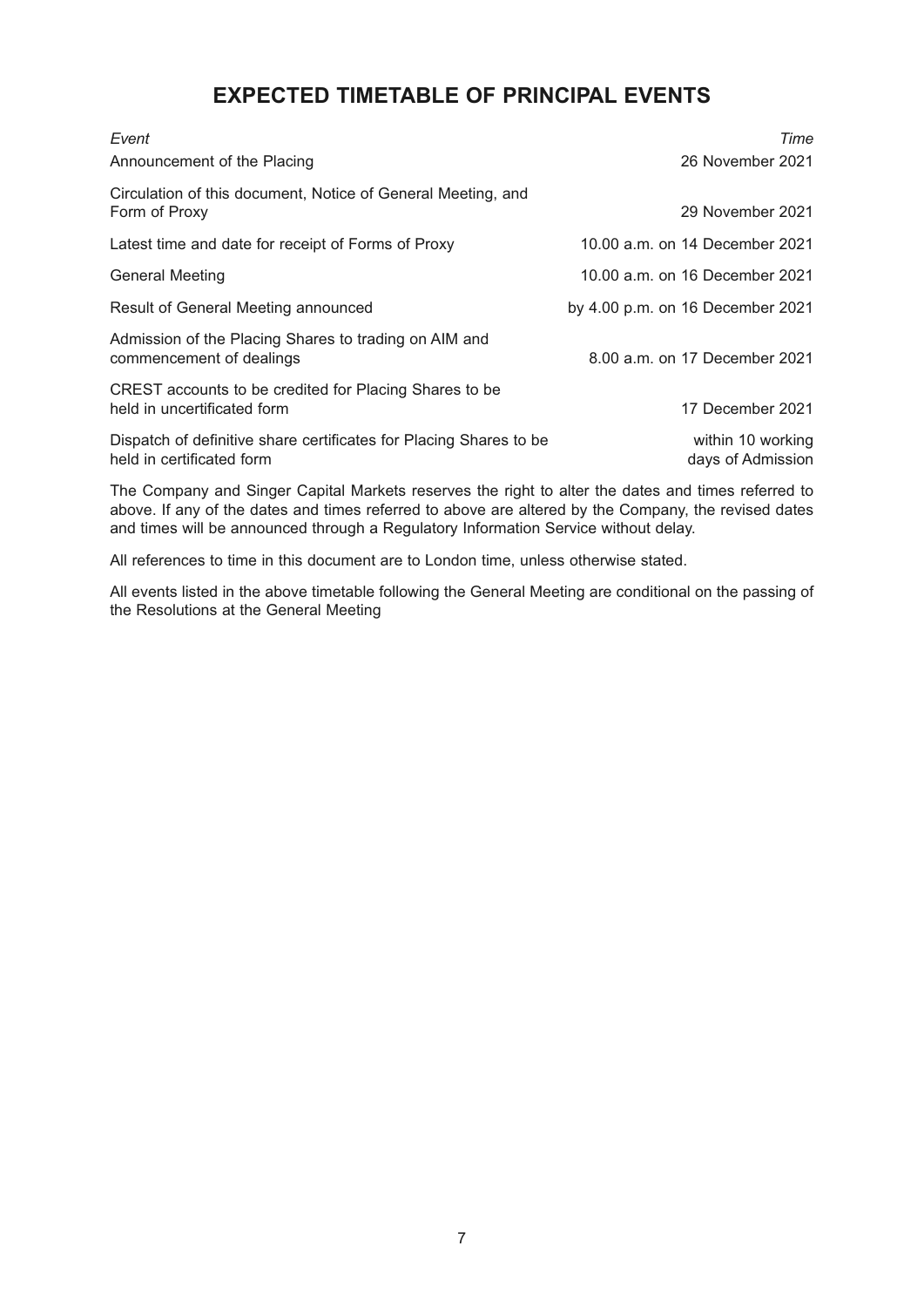# EXPECTED TIMETABLE OF PRINCIPAL EVENTS

| *Event* | *Time* |
|---|---|
| Announcement of the Placing | 26 November 2021 |
| Circulation of this document, Notice of General Meeting, and Form of Proxy | 29 November 2021 |
| Latest time and date for receipt of Forms of Proxy | 10.00 a.m. on 14 December 2021 |
| General Meeting | 10.00 a.m. on 16 December 2021 |
| Result of General Meeting announced | by 4.00 p.m. on 16 December 2021 |
| Admission of the Placing Shares to trading on AIM and commencement of dealings | 8.00 a.m. on 17 December 2021 |
| CREST accounts to be credited for Placing Shares to be held in uncertificated form | 17 December 2021 |
| Dispatch of definitive share certificates for Placing Shares to be held in certificated form | within 10 working days of Admission |

The Company and Singer Capital Markets reserves the right to alter the dates and times referred to above. If any of the dates and times referred to above are altered by the Company, the revised dates and times will be announced through a Regulatory Information Service without delay.

All references to time in this document are to London time, unless otherwise stated.

All events listed in the above timetable following the General Meeting are conditional on the passing of the Resolutions at the General Meeting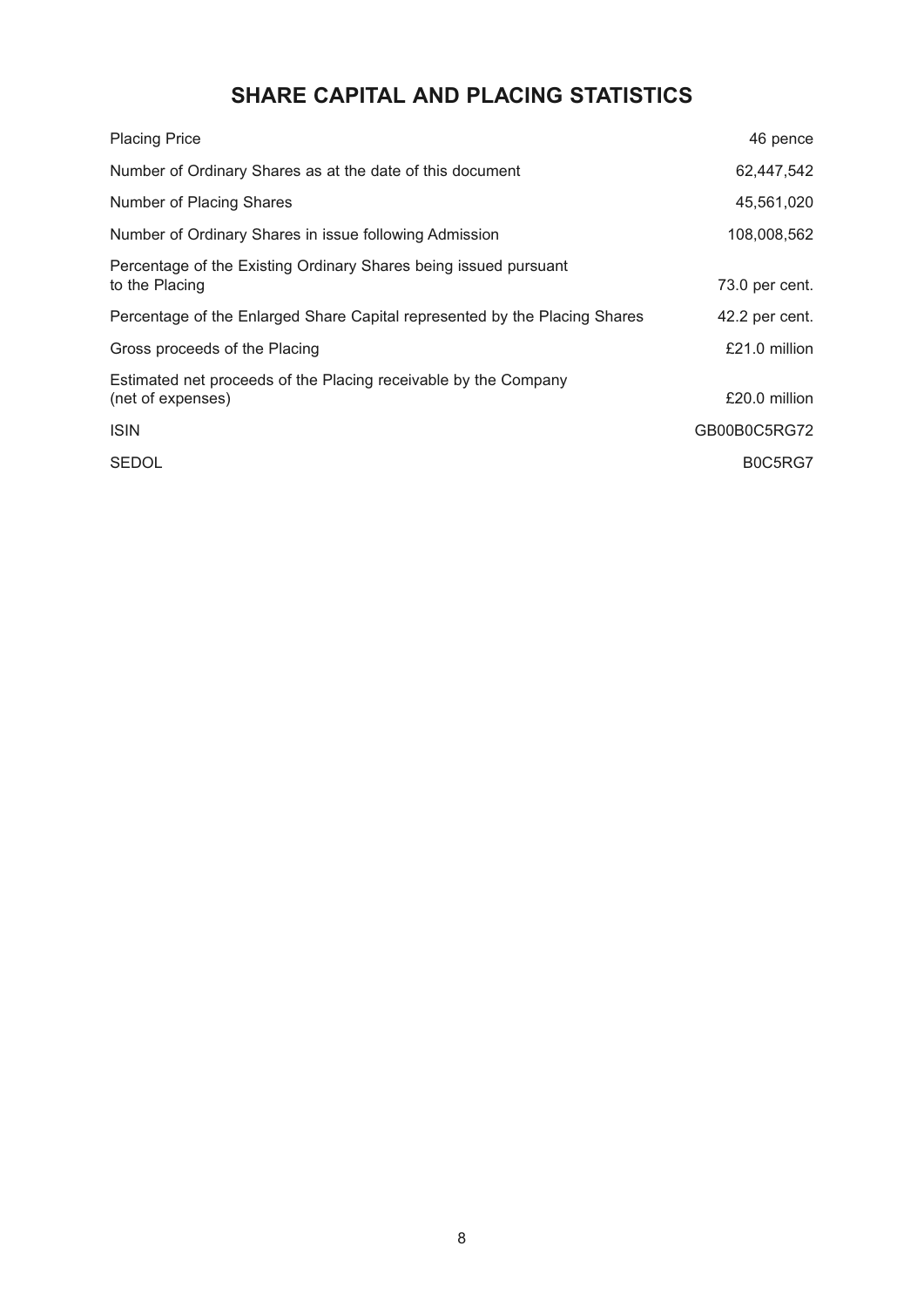# SHARE CAPITAL AND PLACING STATISTICS

| | |
|---|---|
| Placing Price | 46 pence |
| Number of Ordinary Shares as at the date of this document | 62,447,542 |
| Number of Placing Shares | 45,561,020 |
| Number of Ordinary Shares in issue following Admission | 108,008,562 |
| Percentage of the Existing Ordinary Shares being issued pursuant to the Placing | 73.0 per cent. |
| Percentage of the Enlarged Share Capital represented by the Placing Shares | 42.2 per cent. |
| Gross proceeds of the Placing | £21.0 million |
| Estimated net proceeds of the Placing receivable by the Company (net of expenses) | £20.0 million |
| ISIN | GB00B0C5RG72 |
| SEDOL | B0C5RG7 |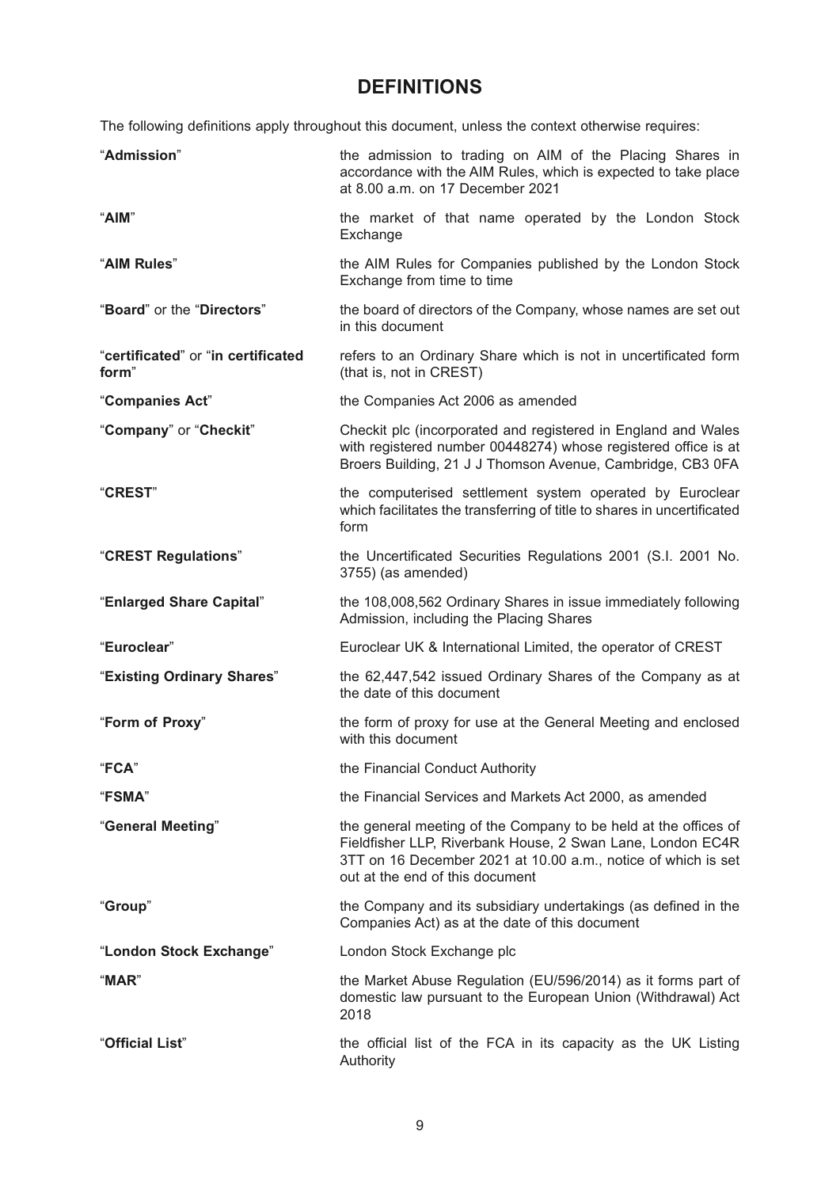# DEFINITIONS

The following definitions apply throughout this document, unless the context otherwise requires:

| | |
|---|---|
| "**Admission**" | the admission to trading on AIM of the Placing Shares in accordance with the AIM Rules, which is expected to take place at 8.00 a.m. on 17 December 2021 |
| "**AIM**" | the market of that name operated by the London Stock Exchange |
| "**AIM Rules**" | the AIM Rules for Companies published by the London Stock Exchange from time to time |
| "**Board**" or the "**Directors**" | the board of directors of the Company, whose names are set out in this document |
| "**certificated**" or "**in certificated form**" | refers to an Ordinary Share which is not in uncertificated form (that is, not in CREST) |
| "**Companies Act**" | the Companies Act 2006 as amended |
| "**Company**" or "**Checkit**" | Checkit plc (incorporated and registered in England and Wales with registered number 00448274) whose registered office is at Broers Building, 21 J J Thomson Avenue, Cambridge, CB3 0FA |
| "**CREST**" | the computerised settlement system operated by Euroclear which facilitates the transferring of title to shares in uncertificated form |
| "**CREST Regulations**" | the Uncertificated Securities Regulations 2001 (S.I. 2001 No. 3755) (as amended) |
| "**Enlarged Share Capital**" | the 108,008,562 Ordinary Shares in issue immediately following Admission, including the Placing Shares |
| "**Euroclear**" | Euroclear UK & International Limited, the operator of CREST |
| "**Existing Ordinary Shares**" | the 62,447,542 issued Ordinary Shares of the Company as at the date of this document |
| "**Form of Proxy**" | the form of proxy for use at the General Meeting and enclosed with this document |
| "**FCA**" | the Financial Conduct Authority |
| "**FSMA**" | the Financial Services and Markets Act 2000, as amended |
| "**General Meeting**" | the general meeting of the Company to be held at the offices of Fieldfisher LLP, Riverbank House, 2 Swan Lane, London EC4R 3TT on 16 December 2021 at 10.00 a.m., notice of which is set out at the end of this document |
| "**Group**" | the Company and its subsidiary undertakings (as defined in the Companies Act) as at the date of this document |
| "**London Stock Exchange**" | London Stock Exchange plc |
| "**MAR**" | the Market Abuse Regulation (EU/596/2014) as it forms part of domestic law pursuant to the European Union (Withdrawal) Act 2018 |
| "**Official List**" | the official list of the FCA in its capacity as the UK Listing Authority |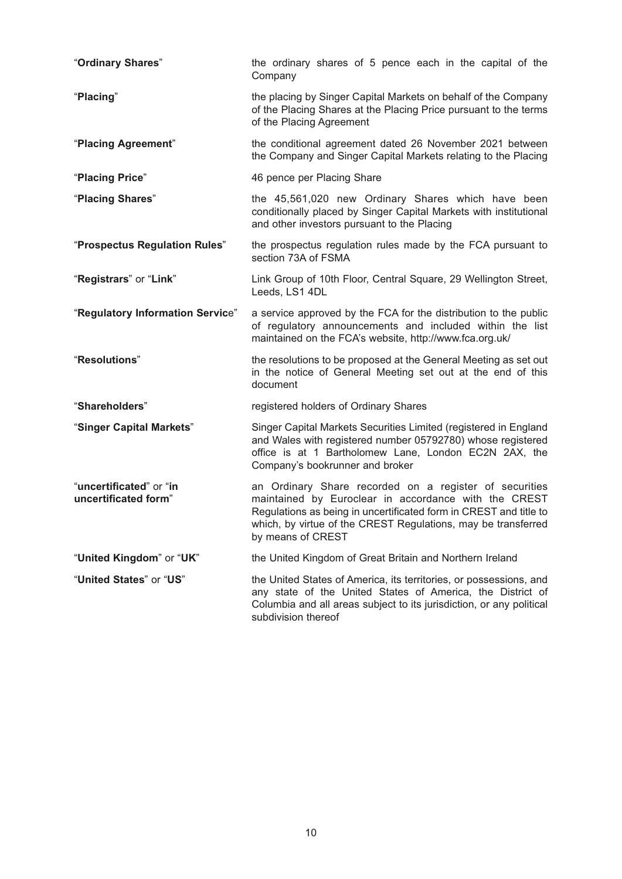| | |
|---|---|
| "**Ordinary Shares**" | the ordinary shares of 5 pence each in the capital of the Company |
| "**Placing**" | the placing by Singer Capital Markets on behalf of the Company of the Placing Shares at the Placing Price pursuant to the terms of the Placing Agreement |
| "**Placing Agreement**" | the conditional agreement dated 26 November 2021 between the Company and Singer Capital Markets relating to the Placing |
| "**Placing Price**" | 46 pence per Placing Share |
| "**Placing Shares**" | the 45,561,020 new Ordinary Shares which have been conditionally placed by Singer Capital Markets with institutional and other investors pursuant to the Placing |
| "**Prospectus Regulation Rules**" | the prospectus regulation rules made by the FCA pursuant to section 73A of FSMA |
| "**Registrars**" or "**Link**" | Link Group of 10th Floor, Central Square, 29 Wellington Street, Leeds, LS1 4DL |
| "**Regulatory Information Service**" | a service approved by the FCA for the distribution to the public of regulatory announcements and included within the list maintained on the FCA's website, http://www.fca.org.uk/ |
| "**Resolutions**" | the resolutions to be proposed at the General Meeting as set out in the notice of General Meeting set out at the end of this document |
| "**Shareholders**" | registered holders of Ordinary Shares |
| "**Singer Capital Markets**" | Singer Capital Markets Securities Limited (registered in England and Wales with registered number 05792780) whose registered office is at 1 Bartholomew Lane, London EC2N 2AX, the Company's bookrunner and broker |
| "**uncertificated**" or "**in uncertificated form**" | an Ordinary Share recorded on a register of securities maintained by Euroclear in accordance with the CREST Regulations as being in uncertificated form in CREST and title to which, by virtue of the CREST Regulations, may be transferred by means of CREST |
| "**United Kingdom**" or "**UK**" | the United Kingdom of Great Britain and Northern Ireland |
| "**United States**" or "**US**" | the United States of America, its territories, or possessions, and any state of the United States of America, the District of Columbia and all areas subject to its jurisdiction, or any political subdivision thereof |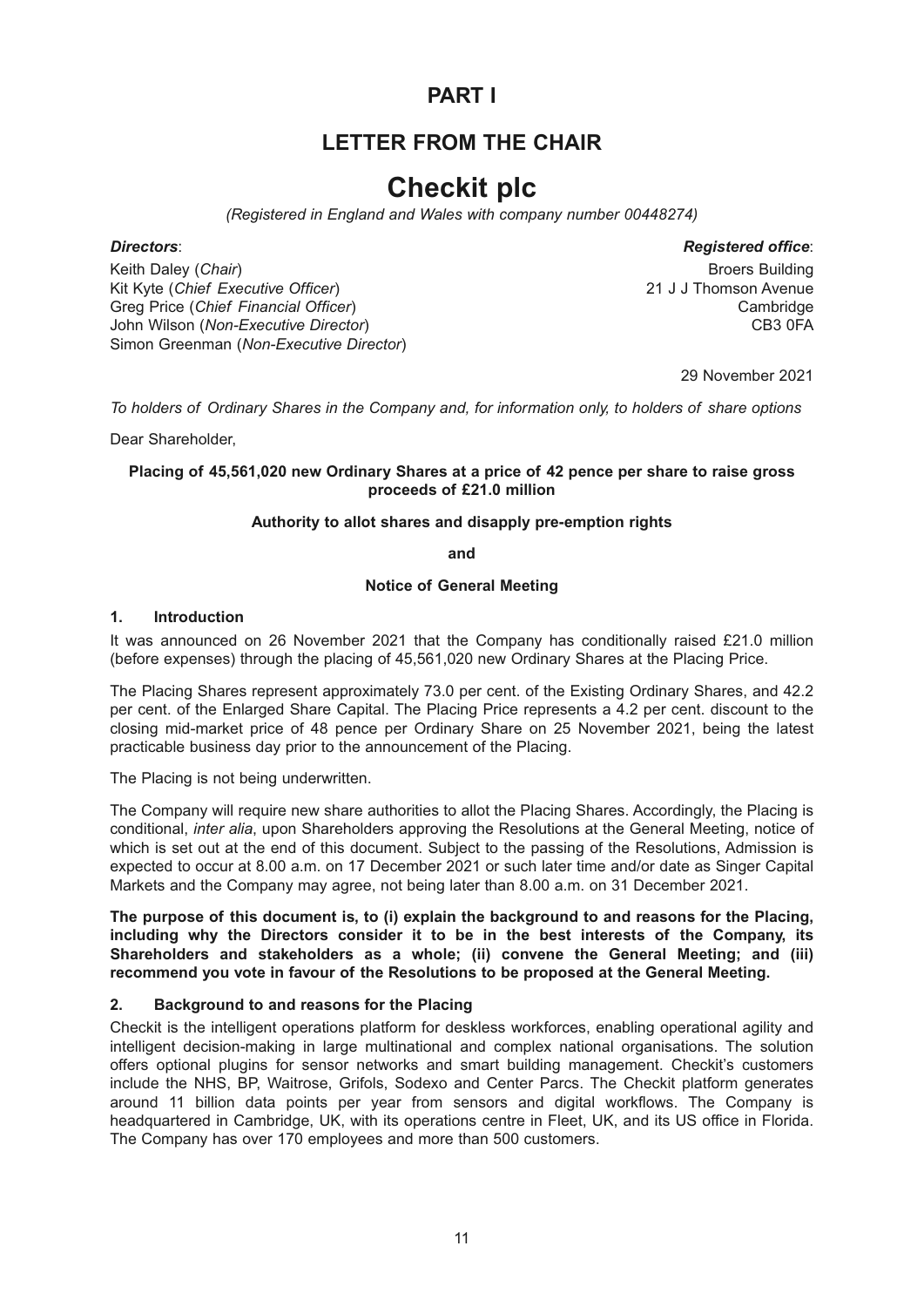# PART I

## LETTER FROM THE CHAIR

# Checkit plc

*(Registered in England and Wales with company number 00448274)*

***Directors***:

Keith Daley (*Chair*)
Kit Kyte (*Chief Executive Officer*)
Greg Price (*Chief Financial Officer*)
John Wilson (*Non-Executive Director*)
Simon Greenman (*Non-Executive Director*)

***Registered office***:

Broers Building
21 J J Thomson Avenue
Cambridge
CB3 0FA

29 November 2021

*To holders of Ordinary Shares in the Company and, for information only, to holders of share options*

Dear Shareholder,

**Placing of 45,561,020 new Ordinary Shares at a price of 42 pence per share to raise gross proceeds of £21.0 million**

**Authority to allot shares and disapply pre-emption rights**

**and**

**Notice of General Meeting**

### 1. Introduction

It was announced on 26 November 2021 that the Company has conditionally raised £21.0 million (before expenses) through the placing of 45,561,020 new Ordinary Shares at the Placing Price.

The Placing Shares represent approximately 73.0 per cent. of the Existing Ordinary Shares, and 42.2 per cent. of the Enlarged Share Capital. The Placing Price represents a 4.2 per cent. discount to the closing mid-market price of 48 pence per Ordinary Share on 25 November 2021, being the latest practicable business day prior to the announcement of the Placing.

The Placing is not being underwritten.

The Company will require new share authorities to allot the Placing Shares. Accordingly, the Placing is conditional, *inter alia*, upon Shareholders approving the Resolutions at the General Meeting, notice of which is set out at the end of this document. Subject to the passing of the Resolutions, Admission is expected to occur at 8.00 a.m. on 17 December 2021 or such later time and/or date as Singer Capital Markets and the Company may agree, not being later than 8.00 a.m. on 31 December 2021.

**The purpose of this document is, to (i) explain the background to and reasons for the Placing, including why the Directors consider it to be in the best interests of the Company, its Shareholders and stakeholders as a whole; (ii) convene the General Meeting; and (iii) recommend you vote in favour of the Resolutions to be proposed at the General Meeting.**

### 2. Background to and reasons for the Placing

Checkit is the intelligent operations platform for deskless workforces, enabling operational agility and intelligent decision-making in large multinational and complex national organisations. The solution offers optional plugins for sensor networks and smart building management. Checkit's customers include the NHS, BP, Waitrose, Grifols, Sodexo and Center Parcs. The Checkit platform generates around 11 billion data points per year from sensors and digital workflows. The Company is headquartered in Cambridge, UK, with its operations centre in Fleet, UK, and its US office in Florida. The Company has over 170 employees and more than 500 customers.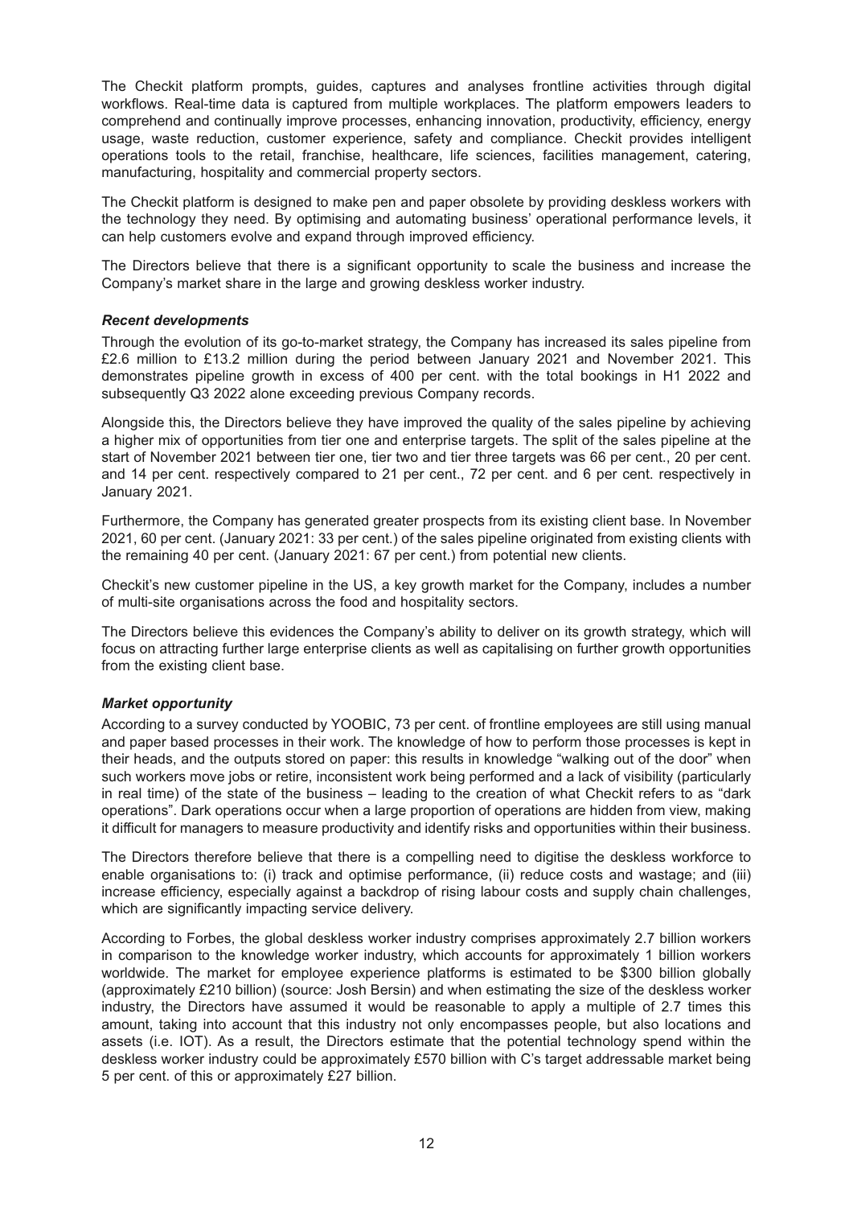The Checkit platform prompts, guides, captures and analyses frontline activities through digital workflows. Real-time data is captured from multiple workplaces. The platform empowers leaders to comprehend and continually improve processes, enhancing innovation, productivity, efficiency, energy usage, waste reduction, customer experience, safety and compliance. Checkit provides intelligent operations tools to the retail, franchise, healthcare, life sciences, facilities management, catering, manufacturing, hospitality and commercial property sectors.

The Checkit platform is designed to make pen and paper obsolete by providing deskless workers with the technology they need. By optimising and automating business' operational performance levels, it can help customers evolve and expand through improved efficiency.

The Directors believe that there is a significant opportunity to scale the business and increase the Company's market share in the large and growing deskless worker industry.

***Recent developments***

Through the evolution of its go-to-market strategy, the Company has increased its sales pipeline from £2.6 million to £13.2 million during the period between January 2021 and November 2021. This demonstrates pipeline growth in excess of 400 per cent. with the total bookings in H1 2022 and subsequently Q3 2022 alone exceeding previous Company records.

Alongside this, the Directors believe they have improved the quality of the sales pipeline by achieving a higher mix of opportunities from tier one and enterprise targets. The split of the sales pipeline at the start of November 2021 between tier one, tier two and tier three targets was 66 per cent., 20 per cent. and 14 per cent. respectively compared to 21 per cent., 72 per cent. and 6 per cent. respectively in January 2021.

Furthermore, the Company has generated greater prospects from its existing client base. In November 2021, 60 per cent. (January 2021: 33 per cent.) of the sales pipeline originated from existing clients with the remaining 40 per cent. (January 2021: 67 per cent.) from potential new clients.

Checkit's new customer pipeline in the US, a key growth market for the Company, includes a number of multi-site organisations across the food and hospitality sectors.

The Directors believe this evidences the Company's ability to deliver on its growth strategy, which will focus on attracting further large enterprise clients as well as capitalising on further growth opportunities from the existing client base.

***Market opportunity***

According to a survey conducted by YOOBIC, 73 per cent. of frontline employees are still using manual and paper based processes in their work. The knowledge of how to perform those processes is kept in their heads, and the outputs stored on paper: this results in knowledge "walking out of the door" when such workers move jobs or retire, inconsistent work being performed and a lack of visibility (particularly in real time) of the state of the business – leading to the creation of what Checkit refers to as "dark operations". Dark operations occur when a large proportion of operations are hidden from view, making it difficult for managers to measure productivity and identify risks and opportunities within their business.

The Directors therefore believe that there is a compelling need to digitise the deskless workforce to enable organisations to: (i) track and optimise performance, (ii) reduce costs and wastage; and (iii) increase efficiency, especially against a backdrop of rising labour costs and supply chain challenges, which are significantly impacting service delivery.

According to Forbes, the global deskless worker industry comprises approximately 2.7 billion workers in comparison to the knowledge worker industry, which accounts for approximately 1 billion workers worldwide. The market for employee experience platforms is estimated to be $300 billion globally (approximately £210 billion) (source: Josh Bersin) and when estimating the size of the deskless worker industry, the Directors have assumed it would be reasonable to apply a multiple of 2.7 times this amount, taking into account that this industry not only encompasses people, but also locations and assets (i.e. IOT). As a result, the Directors estimate that the potential technology spend within the deskless worker industry could be approximately £570 billion with C's target addressable market being 5 per cent. of this or approximately £27 billion.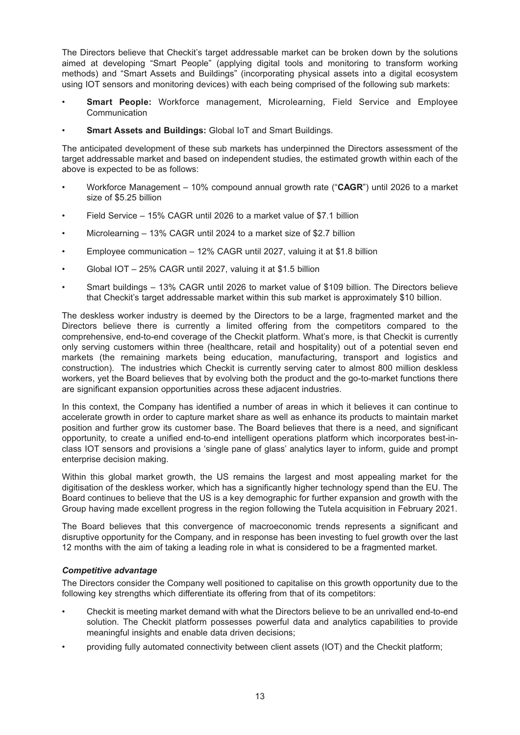The Directors believe that Checkit's target addressable market can be broken down by the solutions aimed at developing "Smart People" (applying digital tools and monitoring to transform working methods) and "Smart Assets and Buildings" (incorporating physical assets into a digital ecosystem using IOT sensors and monitoring devices) with each being comprised of the following sub markets:

- **Smart People:** Workforce management, Microlearning, Field Service and Employee Communication
- **Smart Assets and Buildings:** Global IoT and Smart Buildings.

The anticipated development of these sub markets has underpinned the Directors assessment of the target addressable market and based on independent studies, the estimated growth within each of the above is expected to be as follows:

- Workforce Management – 10% compound annual growth rate ("**CAGR**") until 2026 to a market size of $5.25 billion
- Field Service – 15% CAGR until 2026 to a market value of $7.1 billion
- Microlearning – 13% CAGR until 2024 to a market size of $2.7 billion
- Employee communication – 12% CAGR until 2027, valuing it at $1.8 billion
- Global IOT – 25% CAGR until 2027, valuing it at $1.5 billion
- Smart buildings – 13% CAGR until 2026 to market value of $109 billion. The Directors believe that Checkit's target addressable market within this sub market is approximately $10 billion.

The deskless worker industry is deemed by the Directors to be a large, fragmented market and the Directors believe there is currently a limited offering from the competitors compared to the comprehensive, end-to-end coverage of the Checkit platform. What's more, is that Checkit is currently only serving customers within three (healthcare, retail and hospitality) out of a potential seven end markets (the remaining markets being education, manufacturing, transport and logistics and construction). The industries which Checkit is currently serving cater to almost 800 million deskless workers, yet the Board believes that by evolving both the product and the go-to-market functions there are significant expansion opportunities across these adjacent industries.

In this context, the Company has identified a number of areas in which it believes it can continue to accelerate growth in order to capture market share as well as enhance its products to maintain market position and further grow its customer base. The Board believes that there is a need, and significant opportunity, to create a unified end-to-end intelligent operations platform which incorporates best-in-class IOT sensors and provisions a 'single pane of glass' analytics layer to inform, guide and prompt enterprise decision making.

Within this global market growth, the US remains the largest and most appealing market for the digitisation of the deskless worker, which has a significantly higher technology spend than the EU. The Board continues to believe that the US is a key demographic for further expansion and growth with the Group having made excellent progress in the region following the Tutela acquisition in February 2021.

The Board believes that this convergence of macroeconomic trends represents a significant and disruptive opportunity for the Company, and in response has been investing to fuel growth over the last 12 months with the aim of taking a leading role in what is considered to be a fragmented market.

***Competitive advantage***

The Directors consider the Company well positioned to capitalise on this growth opportunity due to the following key strengths which differentiate its offering from that of its competitors:

- Checkit is meeting market demand with what the Directors believe to be an unrivalled end-to-end solution. The Checkit platform possesses powerful data and analytics capabilities to provide meaningful insights and enable data driven decisions;
- providing fully automated connectivity between client assets (IOT) and the Checkit platform;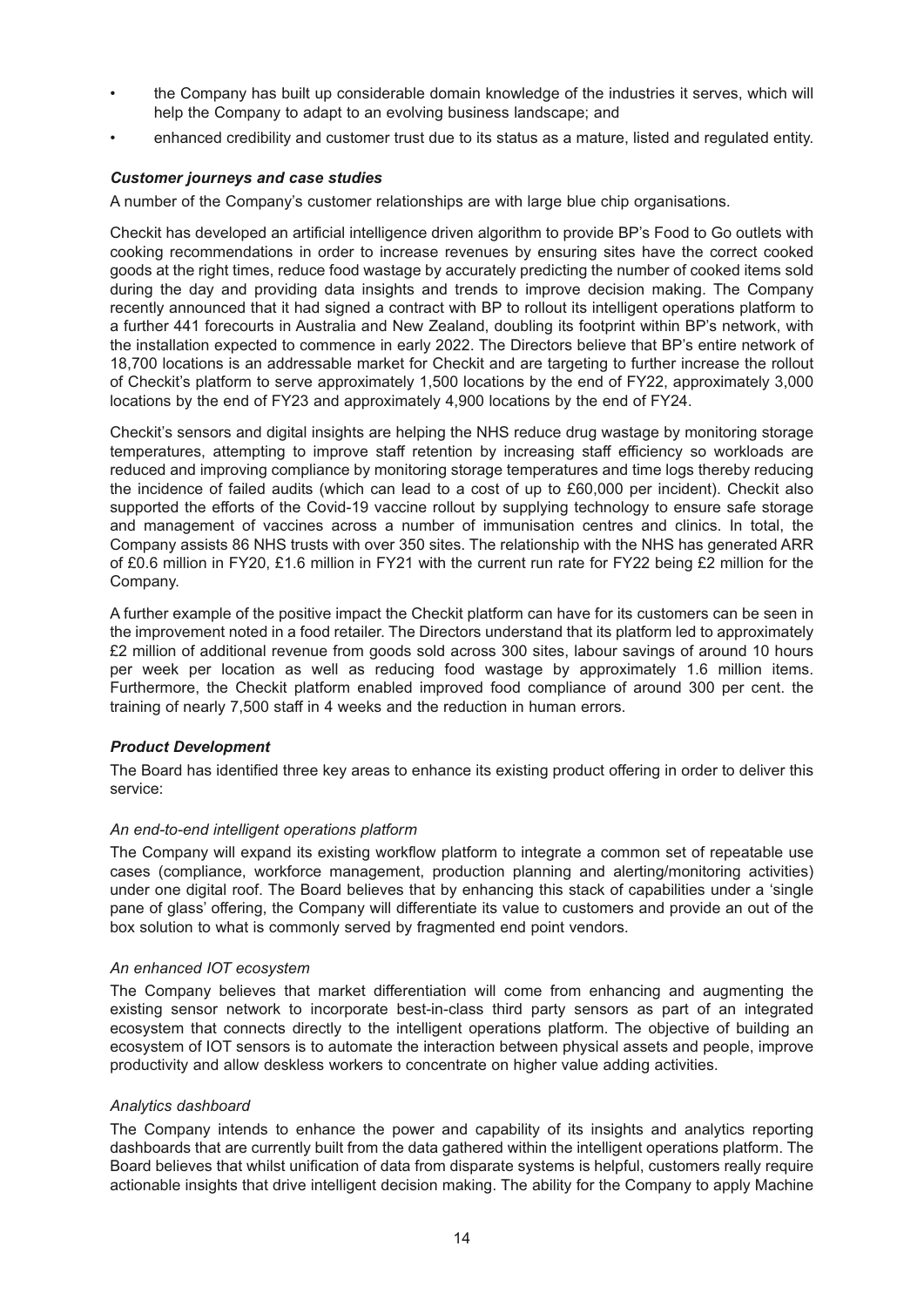- the Company has built up considerable domain knowledge of the industries it serves, which will help the Company to adapt to an evolving business landscape; and
- enhanced credibility and customer trust due to its status as a mature, listed and regulated entity.

### *Customer journeys and case studies*

A number of the Company's customer relationships are with large blue chip organisations.

Checkit has developed an artificial intelligence driven algorithm to provide BP's Food to Go outlets with cooking recommendations in order to increase revenues by ensuring sites have the correct cooked goods at the right times, reduce food wastage by accurately predicting the number of cooked items sold during the day and providing data insights and trends to improve decision making. The Company recently announced that it had signed a contract with BP to rollout its intelligent operations platform to a further 441 forecourts in Australia and New Zealand, doubling its footprint within BP's network, with the installation expected to commence in early 2022. The Directors believe that BP's entire network of 18,700 locations is an addressable market for Checkit and are targeting to further increase the rollout of Checkit's platform to serve approximately 1,500 locations by the end of FY22, approximately 3,000 locations by the end of FY23 and approximately 4,900 locations by the end of FY24.

Checkit's sensors and digital insights are helping the NHS reduce drug wastage by monitoring storage temperatures, attempting to improve staff retention by increasing staff efficiency so workloads are reduced and improving compliance by monitoring storage temperatures and time logs thereby reducing the incidence of failed audits (which can lead to a cost of up to £60,000 per incident). Checkit also supported the efforts of the Covid-19 vaccine rollout by supplying technology to ensure safe storage and management of vaccines across a number of immunisation centres and clinics. In total, the Company assists 86 NHS trusts with over 350 sites. The relationship with the NHS has generated ARR of £0.6 million in FY20, £1.6 million in FY21 with the current run rate for FY22 being £2 million for the Company.

A further example of the positive impact the Checkit platform can have for its customers can be seen in the improvement noted in a food retailer. The Directors understand that its platform led to approximately £2 million of additional revenue from goods sold across 300 sites, labour savings of around 10 hours per week per location as well as reducing food wastage by approximately 1.6 million items. Furthermore, the Checkit platform enabled improved food compliance of around 300 per cent. the training of nearly 7,500 staff in 4 weeks and the reduction in human errors.

### *Product Development*

The Board has identified three key areas to enhance its existing product offering in order to deliver this service:

*An end-to-end intelligent operations platform*

The Company will expand its existing workflow platform to integrate a common set of repeatable use cases (compliance, workforce management, production planning and alerting/monitoring activities) under one digital roof. The Board believes that by enhancing this stack of capabilities under a 'single pane of glass' offering, the Company will differentiate its value to customers and provide an out of the box solution to what is commonly served by fragmented end point vendors.

*An enhanced IOT ecosystem*

The Company believes that market differentiation will come from enhancing and augmenting the existing sensor network to incorporate best-in-class third party sensors as part of an integrated ecosystem that connects directly to the intelligent operations platform. The objective of building an ecosystem of IOT sensors is to automate the interaction between physical assets and people, improve productivity and allow deskless workers to concentrate on higher value adding activities.

*Analytics dashboard*

The Company intends to enhance the power and capability of its insights and analytics reporting dashboards that are currently built from the data gathered within the intelligent operations platform. The Board believes that whilst unification of data from disparate systems is helpful, customers really require actionable insights that drive intelligent decision making. The ability for the Company to apply Machine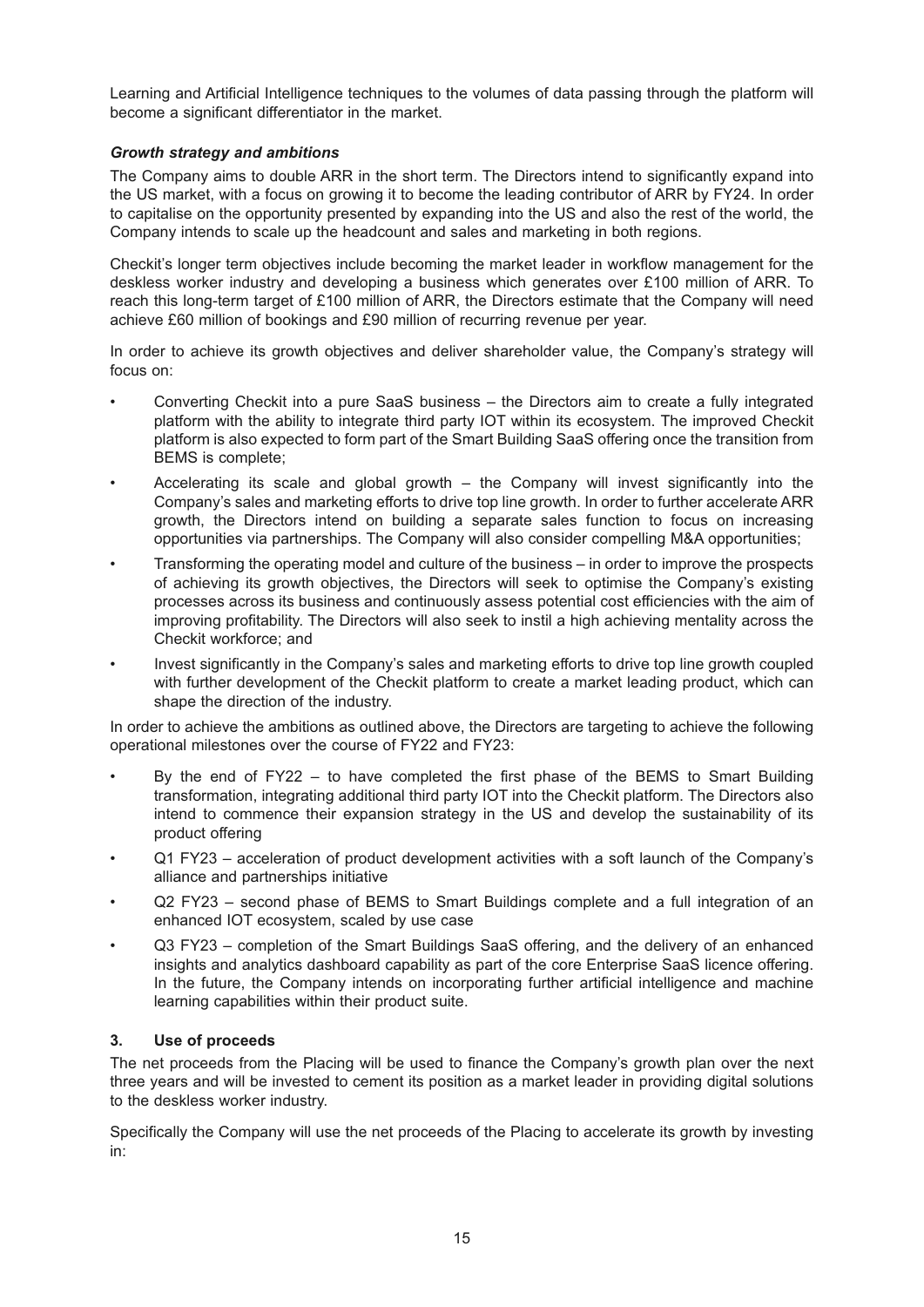Learning and Artificial Intelligence techniques to the volumes of data passing through the platform will become a significant differentiator in the market.

### *Growth strategy and ambitions*

The Company aims to double ARR in the short term. The Directors intend to significantly expand into the US market, with a focus on growing it to become the leading contributor of ARR by FY24. In order to capitalise on the opportunity presented by expanding into the US and also the rest of the world, the Company intends to scale up the headcount and sales and marketing in both regions.

Checkit's longer term objectives include becoming the market leader in workflow management for the deskless worker industry and developing a business which generates over £100 million of ARR. To reach this long-term target of £100 million of ARR, the Directors estimate that the Company will need achieve £60 million of bookings and £90 million of recurring revenue per year.

In order to achieve its growth objectives and deliver shareholder value, the Company's strategy will focus on:

- Converting Checkit into a pure SaaS business – the Directors aim to create a fully integrated platform with the ability to integrate third party IOT within its ecosystem. The improved Checkit platform is also expected to form part of the Smart Building SaaS offering once the transition from BEMS is complete;
- Accelerating its scale and global growth – the Company will invest significantly into the Company's sales and marketing efforts to drive top line growth. In order to further accelerate ARR growth, the Directors intend on building a separate sales function to focus on increasing opportunities via partnerships. The Company will also consider compelling M&A opportunities;
- Transforming the operating model and culture of the business – in order to improve the prospects of achieving its growth objectives, the Directors will seek to optimise the Company's existing processes across its business and continuously assess potential cost efficiencies with the aim of improving profitability. The Directors will also seek to instil a high achieving mentality across the Checkit workforce; and
- Invest significantly in the Company's sales and marketing efforts to drive top line growth coupled with further development of the Checkit platform to create a market leading product, which can shape the direction of the industry.

In order to achieve the ambitions as outlined above, the Directors are targeting to achieve the following operational milestones over the course of FY22 and FY23:

- By the end of FY22 – to have completed the first phase of the BEMS to Smart Building transformation, integrating additional third party IOT into the Checkit platform. The Directors also intend to commence their expansion strategy in the US and develop the sustainability of its product offering
- Q1 FY23 – acceleration of product development activities with a soft launch of the Company's alliance and partnerships initiative
- Q2 FY23 – second phase of BEMS to Smart Buildings complete and a full integration of an enhanced IOT ecosystem, scaled by use case
- Q3 FY23 – completion of the Smart Buildings SaaS offering, and the delivery of an enhanced insights and analytics dashboard capability as part of the core Enterprise SaaS licence offering. In the future, the Company intends on incorporating further artificial intelligence and machine learning capabilities within their product suite.

## 3. Use of proceeds

The net proceeds from the Placing will be used to finance the Company's growth plan over the next three years and will be invested to cement its position as a market leader in providing digital solutions to the deskless worker industry.

Specifically the Company will use the net proceeds of the Placing to accelerate its growth by investing in: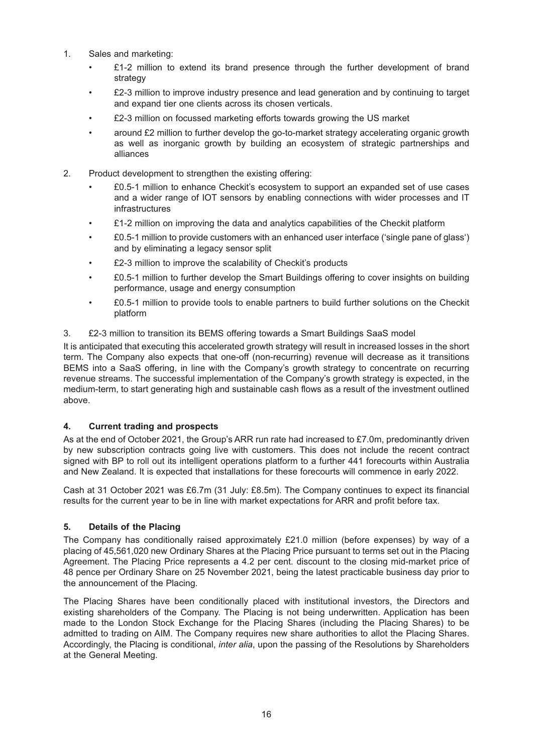1. Sales and marketing:
   - £1-2 million to extend its brand presence through the further development of brand strategy
   - £2-3 million to improve industry presence and lead generation and by continuing to target and expand tier one clients across its chosen verticals.
   - £2-3 million on focussed marketing efforts towards growing the US market
   - around £2 million to further develop the go-to-market strategy accelerating organic growth as well as inorganic growth by building an ecosystem of strategic partnerships and alliances
2. Product development to strengthen the existing offering:
   - £0.5-1 million to enhance Checkit's ecosystem to support an expanded set of use cases and a wider range of IOT sensors by enabling connections with wider processes and IT infrastructures
   - £1-2 million on improving the data and analytics capabilities of the Checkit platform
   - £0.5-1 million to provide customers with an enhanced user interface ('single pane of glass') and by eliminating a legacy sensor split
   - £2-3 million to improve the scalability of Checkit's products
   - £0.5-1 million to further develop the Smart Buildings offering to cover insights on building performance, usage and energy consumption
   - £0.5-1 million to provide tools to enable partners to build further solutions on the Checkit platform
3. £2-3 million to transition its BEMS offering towards a Smart Buildings SaaS model

It is anticipated that executing this accelerated growth strategy will result in increased losses in the short term. The Company also expects that one-off (non-recurring) revenue will decrease as it transitions BEMS into a SaaS offering, in line with the Company's growth strategy to concentrate on recurring revenue streams. The successful implementation of the Company's growth strategy is expected, in the medium-term, to start generating high and sustainable cash flows as a result of the investment outlined above.

## 4. Current trading and prospects

As at the end of October 2021, the Group's ARR run rate had increased to £7.0m, predominantly driven by new subscription contracts going live with customers. This does not include the recent contract signed with BP to roll out its intelligent operations platform to a further 441 forecourts within Australia and New Zealand. It is expected that installations for these forecourts will commence in early 2022.

Cash at 31 October 2021 was £6.7m (31 July: £8.5m). The Company continues to expect its financial results for the current year to be in line with market expectations for ARR and profit before tax.

## 5. Details of the Placing

The Company has conditionally raised approximately £21.0 million (before expenses) by way of a placing of 45,561,020 new Ordinary Shares at the Placing Price pursuant to terms set out in the Placing Agreement. The Placing Price represents a 4.2 per cent. discount to the closing mid-market price of 48 pence per Ordinary Share on 25 November 2021, being the latest practicable business day prior to the announcement of the Placing.

The Placing Shares have been conditionally placed with institutional investors, the Directors and existing shareholders of the Company. The Placing is not being underwritten. Application has been made to the London Stock Exchange for the Placing Shares (including the Placing Shares) to be admitted to trading on AIM. The Company requires new share authorities to allot the Placing Shares. Accordingly, the Placing is conditional, *inter alia*, upon the passing of the Resolutions by Shareholders at the General Meeting.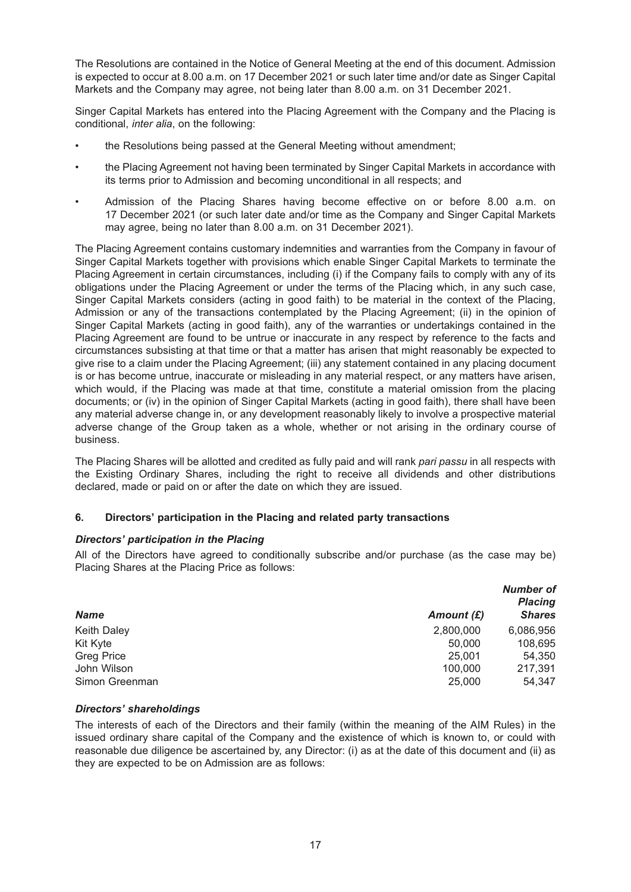The Resolutions are contained in the Notice of General Meeting at the end of this document. Admission is expected to occur at 8.00 a.m. on 17 December 2021 or such later time and/or date as Singer Capital Markets and the Company may agree, not being later than 8.00 a.m. on 31 December 2021.

Singer Capital Markets has entered into the Placing Agreement with the Company and the Placing is conditional, *inter alia*, on the following:

- the Resolutions being passed at the General Meeting without amendment;
- the Placing Agreement not having been terminated by Singer Capital Markets in accordance with its terms prior to Admission and becoming unconditional in all respects; and
- Admission of the Placing Shares having become effective on or before 8.00 a.m. on 17 December 2021 (or such later date and/or time as the Company and Singer Capital Markets may agree, being no later than 8.00 a.m. on 31 December 2021).

The Placing Agreement contains customary indemnities and warranties from the Company in favour of Singer Capital Markets together with provisions which enable Singer Capital Markets to terminate the Placing Agreement in certain circumstances, including (i) if the Company fails to comply with any of its obligations under the Placing Agreement or under the terms of the Placing which, in any such case, Singer Capital Markets considers (acting in good faith) to be material in the context of the Placing, Admission or any of the transactions contemplated by the Placing Agreement; (ii) in the opinion of Singer Capital Markets (acting in good faith), any of the warranties or undertakings contained in the Placing Agreement are found to be untrue or inaccurate in any respect by reference to the facts and circumstances subsisting at that time or that a matter has arisen that might reasonably be expected to give rise to a claim under the Placing Agreement; (iii) any statement contained in any placing document is or has become untrue, inaccurate or misleading in any material respect, or any matters have arisen, which would, if the Placing was made at that time, constitute a material omission from the placing documents; or (iv) in the opinion of Singer Capital Markets (acting in good faith), there shall have been any material adverse change in, or any development reasonably likely to involve a prospective material adverse change of the Group taken as a whole, whether or not arising in the ordinary course of business.

The Placing Shares will be allotted and credited as fully paid and will rank *pari passu* in all respects with the Existing Ordinary Shares, including the right to receive all dividends and other distributions declared, made or paid on or after the date on which they are issued.

## 6. Directors' participation in the Placing and related party transactions

### *Directors' participation in the Placing*

All of the Directors have agreed to conditionally subscribe and/or purchase (as the case may be) Placing Shares at the Placing Price as follows:

| *Name* | *Amount (£)* | *Number of Placing Shares* |
|---|---|---|
| Keith Daley | 2,800,000 | 6,086,956 |
| Kit Kyte | 50,000 | 108,695 |
| Greg Price | 25,001 | 54,350 |
| John Wilson | 100,000 | 217,391 |
| Simon Greenman | 25,000 | 54,347 |

### *Directors' shareholdings*

The interests of each of the Directors and their family (within the meaning of the AIM Rules) in the issued ordinary share capital of the Company and the existence of which is known to, or could with reasonable due diligence be ascertained by, any Director: (i) as at the date of this document and (ii) as they are expected to be on Admission are as follows: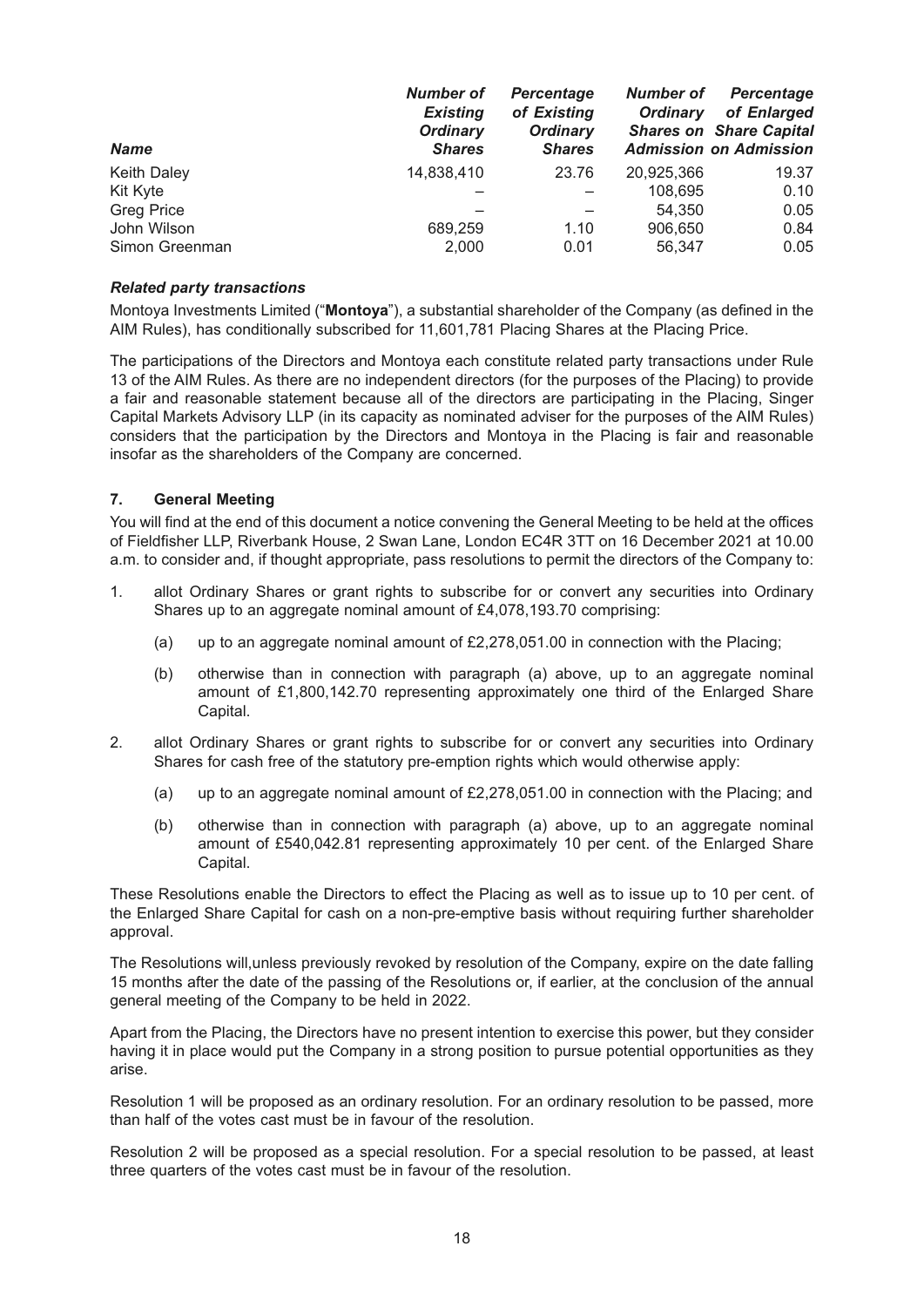| *Name* | *Number of Existing Ordinary Shares* | *Percentage of Existing Ordinary Shares* | *Number of Ordinary Shares on Admission* | *Percentage of Enlarged Share Capital on Admission* |
|---|---|---|---|---|
| Keith Daley | 14,838,410 | 23.76 | 20,925,366 | 19.37 |
| Kit Kyte | – | – | 108,695 | 0.10 |
| Greg Price | – | – | 54,350 | 0.05 |
| John Wilson | 689,259 | 1.10 | 906,650 | 0.84 |
| Simon Greenman | 2,000 | 0.01 | 56,347 | 0.05 |

***Related party transactions***

Montoya Investments Limited ("**Montoya**"), a substantial shareholder of the Company (as defined in the AIM Rules), has conditionally subscribed for 11,601,781 Placing Shares at the Placing Price.

The participations of the Directors and Montoya each constitute related party transactions under Rule 13 of the AIM Rules. As there are no independent directors (for the purposes of the Placing) to provide a fair and reasonable statement because all of the directors are participating in the Placing, Singer Capital Markets Advisory LLP (in its capacity as nominated adviser for the purposes of the AIM Rules) considers that the participation by the Directors and Montoya in the Placing is fair and reasonable insofar as the shareholders of the Company are concerned.

### 7. General Meeting

You will find at the end of this document a notice convening the General Meeting to be held at the offices of Fieldfisher LLP, Riverbank House, 2 Swan Lane, London EC4R 3TT on 16 December 2021 at 10.00 a.m. to consider and, if thought appropriate, pass resolutions to permit the directors of the Company to:

1. allot Ordinary Shares or grant rights to subscribe for or convert any securities into Ordinary Shares up to an aggregate nominal amount of £4,078,193.70 comprising:
   (a) up to an aggregate nominal amount of £2,278,051.00 in connection with the Placing;
   (b) otherwise than in connection with paragraph (a) above, up to an aggregate nominal amount of £1,800,142.70 representing approximately one third of the Enlarged Share Capital.
2. allot Ordinary Shares or grant rights to subscribe for or convert any securities into Ordinary Shares for cash free of the statutory pre-emption rights which would otherwise apply:
   (a) up to an aggregate nominal amount of £2,278,051.00 in connection with the Placing; and
   (b) otherwise than in connection with paragraph (a) above, up to an aggregate nominal amount of £540,042.81 representing approximately 10 per cent. of the Enlarged Share Capital.

These Resolutions enable the Directors to effect the Placing as well as to issue up to 10 per cent. of the Enlarged Share Capital for cash on a non-pre-emptive basis without requiring further shareholder approval.

The Resolutions will,unless previously revoked by resolution of the Company, expire on the date falling 15 months after the date of the passing of the Resolutions or, if earlier, at the conclusion of the annual general meeting of the Company to be held in 2022.

Apart from the Placing, the Directors have no present intention to exercise this power, but they consider having it in place would put the Company in a strong position to pursue potential opportunities as they arise.

Resolution 1 will be proposed as an ordinary resolution. For an ordinary resolution to be passed, more than half of the votes cast must be in favour of the resolution.

Resolution 2 will be proposed as a special resolution. For a special resolution to be passed, at least three quarters of the votes cast must be in favour of the resolution.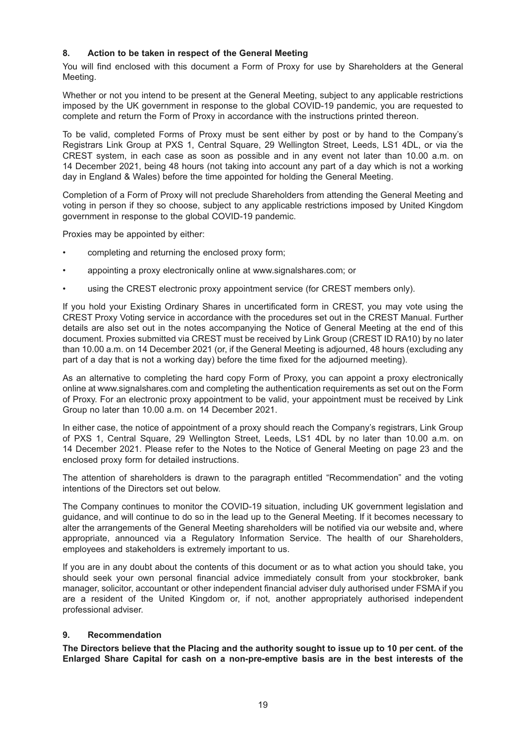## 8. Action to be taken in respect of the General Meeting

You will find enclosed with this document a Form of Proxy for use by Shareholders at the General Meeting.

Whether or not you intend to be present at the General Meeting, subject to any applicable restrictions imposed by the UK government in response to the global COVID-19 pandemic, you are requested to complete and return the Form of Proxy in accordance with the instructions printed thereon.

To be valid, completed Forms of Proxy must be sent either by post or by hand to the Company's Registrars Link Group at PXS 1, Central Square, 29 Wellington Street, Leeds, LS1 4DL, or via the CREST system, in each case as soon as possible and in any event not later than 10.00 a.m. on 14 December 2021, being 48 hours (not taking into account any part of a day which is not a working day in England & Wales) before the time appointed for holding the General Meeting.

Completion of a Form of Proxy will not preclude Shareholders from attending the General Meeting and voting in person if they so choose, subject to any applicable restrictions imposed by United Kingdom government in response to the global COVID-19 pandemic.

Proxies may be appointed by either:

- completing and returning the enclosed proxy form;
- appointing a proxy electronically online at www.signalshares.com; or
- using the CREST electronic proxy appointment service (for CREST members only).

If you hold your Existing Ordinary Shares in uncertificated form in CREST, you may vote using the CREST Proxy Voting service in accordance with the procedures set out in the CREST Manual. Further details are also set out in the notes accompanying the Notice of General Meeting at the end of this document. Proxies submitted via CREST must be received by Link Group (CREST ID RA10) by no later than 10.00 a.m. on 14 December 2021 (or, if the General Meeting is adjourned, 48 hours (excluding any part of a day that is not a working day) before the time fixed for the adjourned meeting).

As an alternative to completing the hard copy Form of Proxy, you can appoint a proxy electronically online at www.signalshares.com and completing the authentication requirements as set out on the Form of Proxy. For an electronic proxy appointment to be valid, your appointment must be received by Link Group no later than 10.00 a.m. on 14 December 2021.

In either case, the notice of appointment of a proxy should reach the Company's registrars, Link Group of PXS 1, Central Square, 29 Wellington Street, Leeds, LS1 4DL by no later than 10.00 a.m. on 14 December 2021. Please refer to the Notes to the Notice of General Meeting on page 23 and the enclosed proxy form for detailed instructions.

The attention of shareholders is drawn to the paragraph entitled "Recommendation" and the voting intentions of the Directors set out below.

The Company continues to monitor the COVID-19 situation, including UK government legislation and guidance, and will continue to do so in the lead up to the General Meeting. If it becomes necessary to alter the arrangements of the General Meeting shareholders will be notified via our website and, where appropriate, announced via a Regulatory Information Service. The health of our Shareholders, employees and stakeholders is extremely important to us.

If you are in any doubt about the contents of this document or as to what action you should take, you should seek your own personal financial advice immediately consult from your stockbroker, bank manager, solicitor, accountant or other independent financial adviser duly authorised under FSMA if you are a resident of the United Kingdom or, if not, another appropriately authorised independent professional adviser.

## 9. Recommendation

**The Directors believe that the Placing and the authority sought to issue up to 10 per cent. of the Enlarged Share Capital for cash on a non-pre-emptive basis are in the best interests of the**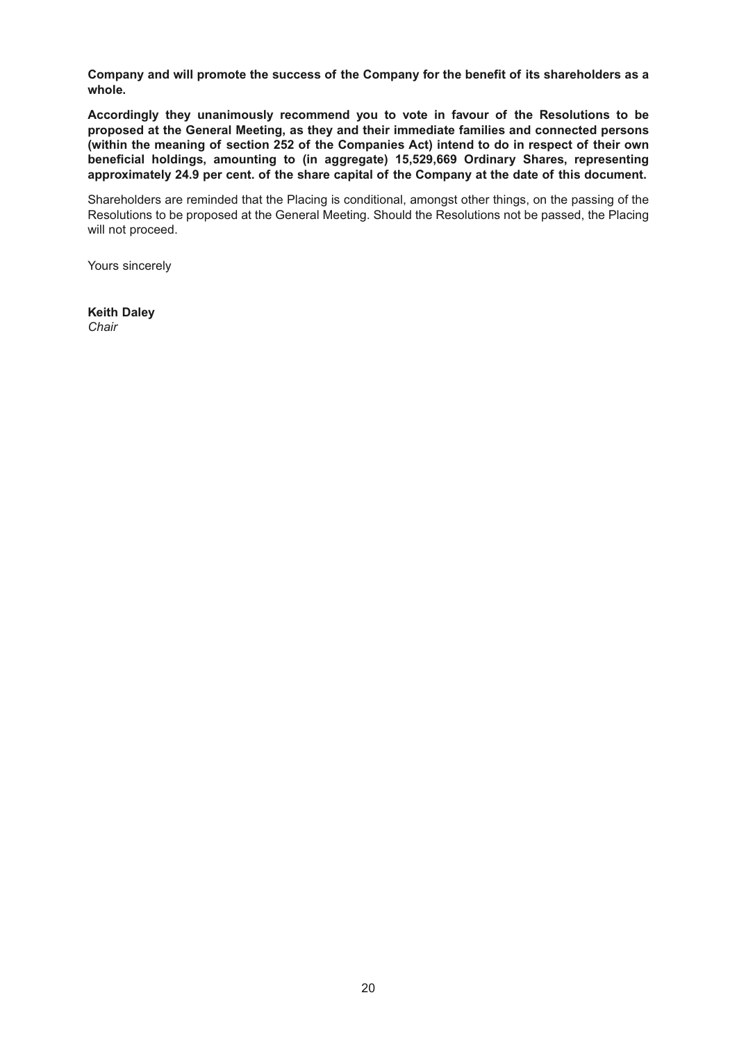**Company and will promote the success of the Company for the benefit of its shareholders as a whole.**

**Accordingly they unanimously recommend you to vote in favour of the Resolutions to be proposed at the General Meeting, as they and their immediate families and connected persons (within the meaning of section 252 of the Companies Act) intend to do in respect of their own beneficial holdings, amounting to (in aggregate) 15,529,669 Ordinary Shares, representing approximately 24.9 per cent. of the share capital of the Company at the date of this document.**

Shareholders are reminded that the Placing is conditional, amongst other things, on the passing of the Resolutions to be proposed at the General Meeting. Should the Resolutions not be passed, the Placing will not proceed.

Yours sincerely

**Keith Daley**
*Chair*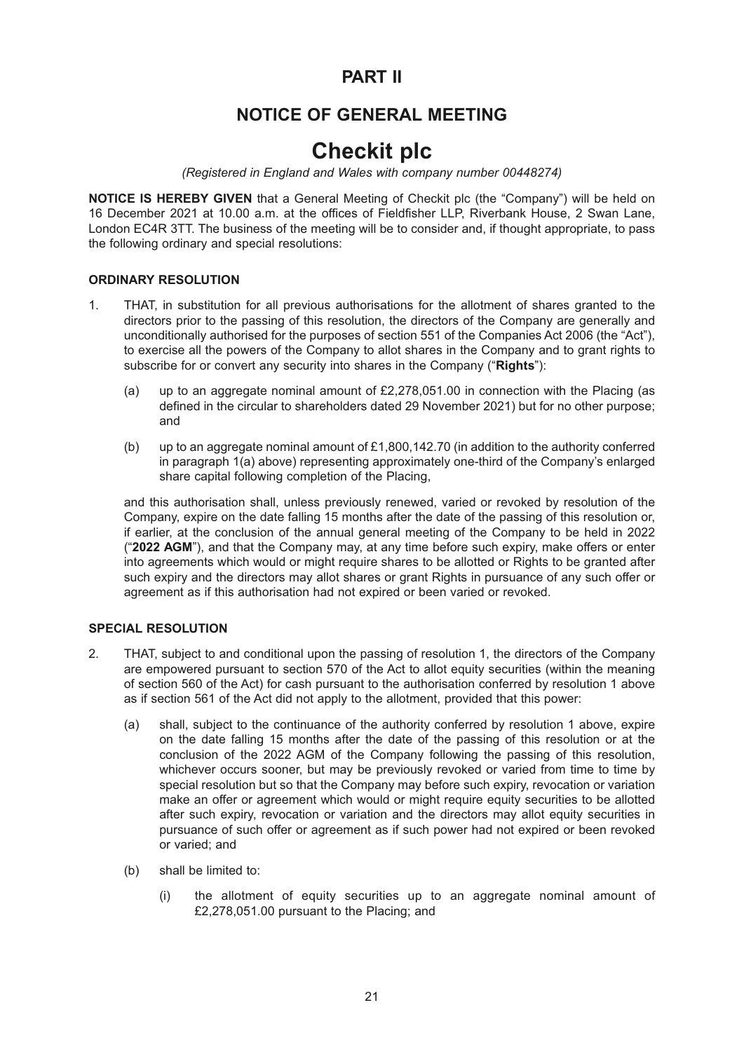# PART II

## NOTICE OF GENERAL MEETING

# Checkit plc

*(Registered in England and Wales with company number 00448274)*

**NOTICE IS HEREBY GIVEN** that a General Meeting of Checkit plc (the "Company") will be held on 16 December 2021 at 10.00 a.m. at the offices of Fieldfisher LLP, Riverbank House, 2 Swan Lane, London EC4R 3TT. The business of the meeting will be to consider and, if thought appropriate, to pass the following ordinary and special resolutions:

### ORDINARY RESOLUTION

1. THAT, in substitution for all previous authorisations for the allotment of shares granted to the directors prior to the passing of this resolution, the directors of the Company are generally and unconditionally authorised for the purposes of section 551 of the Companies Act 2006 (the "Act"), to exercise all the powers of the Company to allot shares in the Company and to grant rights to subscribe for or convert any security into shares in the Company ("**Rights**"):

   (a) up to an aggregate nominal amount of £2,278,051.00 in connection with the Placing (as defined in the circular to shareholders dated 29 November 2021) but for no other purpose; and

   (b) up to an aggregate nominal amount of £1,800,142.70 (in addition to the authority conferred in paragraph 1(a) above) representing approximately one-third of the Company's enlarged share capital following completion of the Placing,

   and this authorisation shall, unless previously renewed, varied or revoked by resolution of the Company, expire on the date falling 15 months after the date of the passing of this resolution or, if earlier, at the conclusion of the annual general meeting of the Company to be held in 2022 ("**2022 AGM**"), and that the Company may, at any time before such expiry, make offers or enter into agreements which would or might require shares to be allotted or Rights to be granted after such expiry and the directors may allot shares or grant Rights in pursuance of any such offer or agreement as if this authorisation had not expired or been varied or revoked.

### SPECIAL RESOLUTION

2. THAT, subject to and conditional upon the passing of resolution 1, the directors of the Company are empowered pursuant to section 570 of the Act to allot equity securities (within the meaning of section 560 of the Act) for cash pursuant to the authorisation conferred by resolution 1 above as if section 561 of the Act did not apply to the allotment, provided that this power:

   (a) shall, subject to the continuance of the authority conferred by resolution 1 above, expire on the date falling 15 months after the date of the passing of this resolution or at the conclusion of the 2022 AGM of the Company following the passing of this resolution, whichever occurs sooner, but may be previously revoked or varied from time to time by special resolution but so that the Company may before such expiry, revocation or variation make an offer or agreement which would or might require equity securities to be allotted after such expiry, revocation or variation and the directors may allot equity securities in pursuance of such offer or agreement as if such power had not expired or been revoked or varied; and

   (b) shall be limited to:

      (i) the allotment of equity securities up to an aggregate nominal amount of £2,278,051.00 pursuant to the Placing; and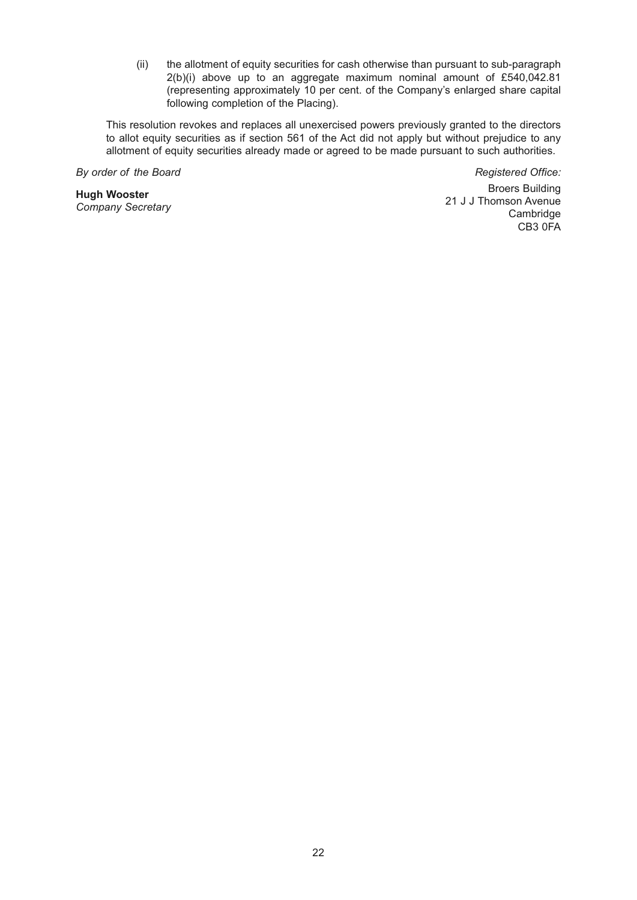(ii) the allotment of equity securities for cash otherwise than pursuant to sub-paragraph 2(b)(i) above up to an aggregate maximum nominal amount of £540,042.81 (representing approximately 10 per cent. of the Company's enlarged share capital following completion of the Placing).

This resolution revokes and replaces all unexercised powers previously granted to the directors to allot equity securities as if section 561 of the Act did not apply but without prejudice to any allotment of equity securities already made or agreed to be made pursuant to such authorities.

*By order of the Board*

**Hugh Wooster**
*Company Secretary*

*Registered Office:*
Broers Building
21 J J Thomson Avenue
Cambridge
CB3 0FA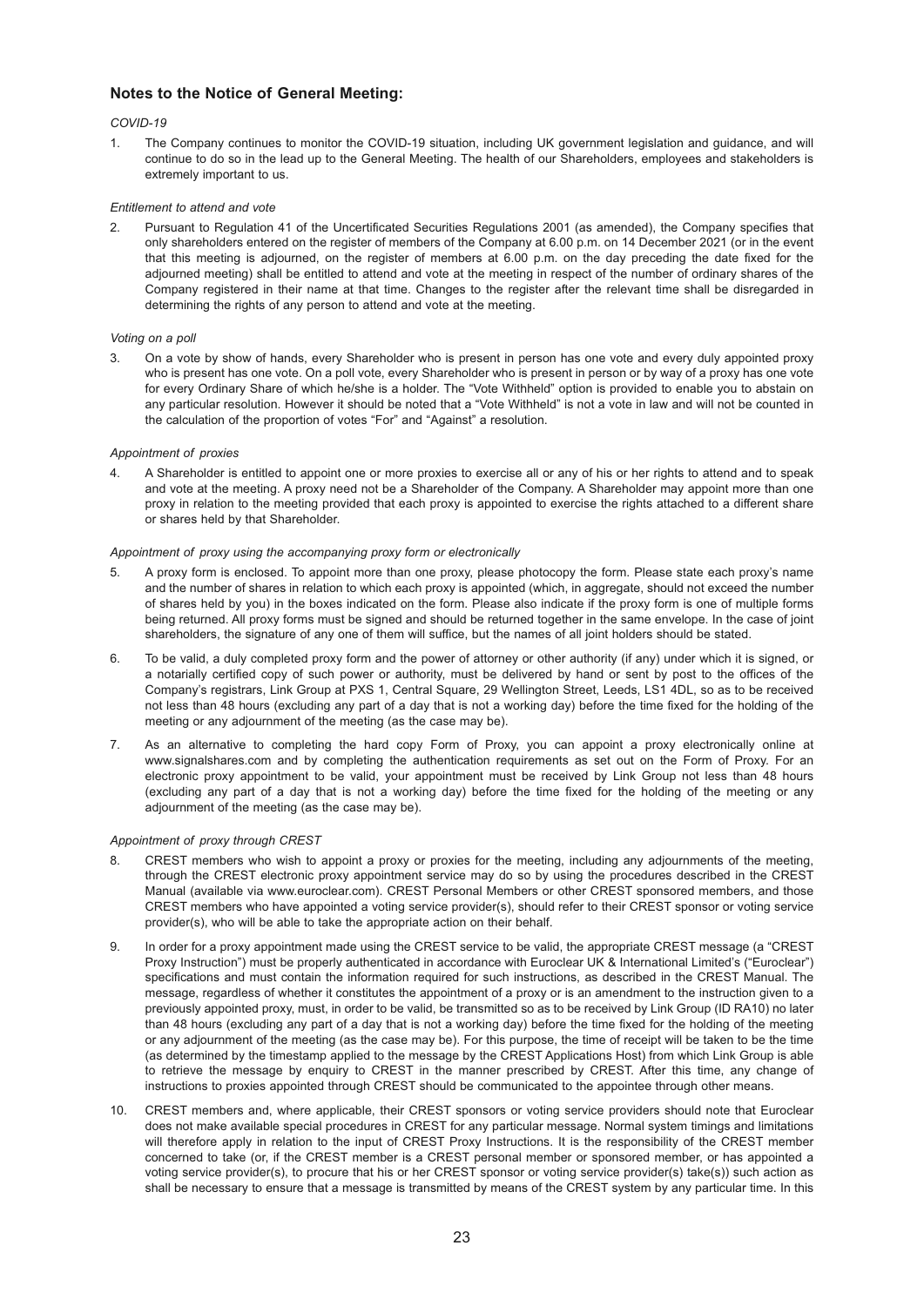## Notes to the Notice of General Meeting:

*COVID-19*

1. The Company continues to monitor the COVID-19 situation, including UK government legislation and guidance, and will continue to do so in the lead up to the General Meeting. The health of our Shareholders, employees and stakeholders is extremely important to us.

*Entitlement to attend and vote*

2. Pursuant to Regulation 41 of the Uncertificated Securities Regulations 2001 (as amended), the Company specifies that only shareholders entered on the register of members of the Company at 6.00 p.m. on 14 December 2021 (or in the event that this meeting is adjourned, on the register of members at 6.00 p.m. on the day preceding the date fixed for the adjourned meeting) shall be entitled to attend and vote at the meeting in respect of the number of ordinary shares of the Company registered in their name at that time. Changes to the register after the relevant time shall be disregarded in determining the rights of any person to attend and vote at the meeting.

*Voting on a poll*

3. On a vote by show of hands, every Shareholder who is present in person has one vote and every duly appointed proxy who is present has one vote. On a poll vote, every Shareholder who is present in person or by way of a proxy has one vote for every Ordinary Share of which he/she is a holder. The "Vote Withheld" option is provided to enable you to abstain on any particular resolution. However it should be noted that a "Vote Withheld" is not a vote in law and will not be counted in the calculation of the proportion of votes "For" and "Against" a resolution.

*Appointment of proxies*

4. A Shareholder is entitled to appoint one or more proxies to exercise all or any of his or her rights to attend and to speak and vote at the meeting. A proxy need not be a Shareholder of the Company. A Shareholder may appoint more than one proxy in relation to the meeting provided that each proxy is appointed to exercise the rights attached to a different share or shares held by that Shareholder.

*Appointment of proxy using the accompanying proxy form or electronically*

5. A proxy form is enclosed. To appoint more than one proxy, please photocopy the form. Please state each proxy's name and the number of shares in relation to which each proxy is appointed (which, in aggregate, should not exceed the number of shares held by you) in the boxes indicated on the form. Please also indicate if the proxy form is one of multiple forms being returned. All proxy forms must be signed and should be returned together in the same envelope. In the case of joint shareholders, the signature of any one of them will suffice, but the names of all joint holders should be stated.

6. To be valid, a duly completed proxy form and the power of attorney or other authority (if any) under which it is signed, or a notarially certified copy of such power or authority, must be delivered by hand or sent by post to the offices of the Company's registrars, Link Group at PXS 1, Central Square, 29 Wellington Street, Leeds, LS1 4DL, so as to be received not less than 48 hours (excluding any part of a day that is not a working day) before the time fixed for the holding of the meeting or any adjournment of the meeting (as the case may be).

7. As an alternative to completing the hard copy Form of Proxy, you can appoint a proxy electronically online at www.signalshares.com and by completing the authentication requirements as set out on the Form of Proxy. For an electronic proxy appointment to be valid, your appointment must be received by Link Group not less than 48 hours (excluding any part of a day that is not a working day) before the time fixed for the holding of the meeting or any adjournment of the meeting (as the case may be).

*Appointment of proxy through CREST*

8. CREST members who wish to appoint a proxy or proxies for the meeting, including any adjournments of the meeting, through the CREST electronic proxy appointment service may do so by using the procedures described in the CREST Manual (available via www.euroclear.com). CREST Personal Members or other CREST sponsored members, and those CREST members who have appointed a voting service provider(s), should refer to their CREST sponsor or voting service provider(s), who will be able to take the appropriate action on their behalf.

9. In order for a proxy appointment made using the CREST service to be valid, the appropriate CREST message (a "CREST Proxy Instruction") must be properly authenticated in accordance with Euroclear UK & International Limited's ("Euroclear") specifications and must contain the information required for such instructions, as described in the CREST Manual. The message, regardless of whether it constitutes the appointment of a proxy or is an amendment to the instruction given to a previously appointed proxy, must, in order to be valid, be transmitted so as to be received by Link Group (ID RA10) no later than 48 hours (excluding any part of a day that is not a working day) before the time fixed for the holding of the meeting or any adjournment of the meeting (as the case may be). For this purpose, the time of receipt will be taken to be the time (as determined by the timestamp applied to the message by the CREST Applications Host) from which Link Group is able to retrieve the message by enquiry to CREST in the manner prescribed by CREST. After this time, any change of instructions to proxies appointed through CREST should be communicated to the appointee through other means.

10. CREST members and, where applicable, their CREST sponsors or voting service providers should note that Euroclear does not make available special procedures in CREST for any particular message. Normal system timings and limitations will therefore apply in relation to the input of CREST Proxy Instructions. It is the responsibility of the CREST member concerned to take (or, if the CREST member is a CREST personal member or sponsored member, or has appointed a voting service provider(s), to procure that his or her CREST sponsor or voting service provider(s) take(s)) such action as shall be necessary to ensure that a message is transmitted by means of the CREST system by any particular time. In this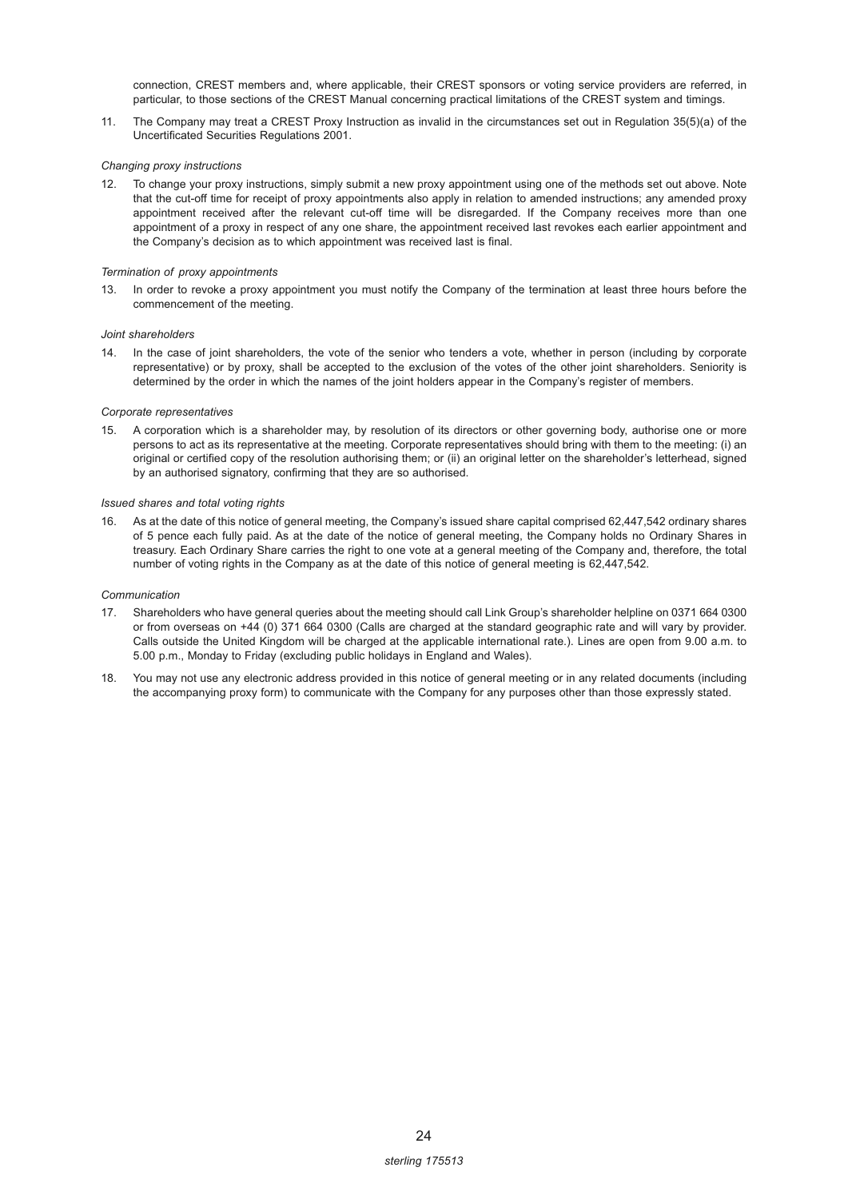connection, CREST members and, where applicable, their CREST sponsors or voting service providers are referred, in particular, to those sections of the CREST Manual concerning practical limitations of the CREST system and timings.

11. The Company may treat a CREST Proxy Instruction as invalid in the circumstances set out in Regulation 35(5)(a) of the Uncertificated Securities Regulations 2001.

*Changing proxy instructions*

12. To change your proxy instructions, simply submit a new proxy appointment using one of the methods set out above. Note that the cut-off time for receipt of proxy appointments also apply in relation to amended instructions; any amended proxy appointment received after the relevant cut-off time will be disregarded. If the Company receives more than one appointment of a proxy in respect of any one share, the appointment received last revokes each earlier appointment and the Company's decision as to which appointment was received last is final.

*Termination of proxy appointments*

13. In order to revoke a proxy appointment you must notify the Company of the termination at least three hours before the commencement of the meeting.

*Joint shareholders*

14. In the case of joint shareholders, the vote of the senior who tenders a vote, whether in person (including by corporate representative) or by proxy, shall be accepted to the exclusion of the votes of the other joint shareholders. Seniority is determined by the order in which the names of the joint holders appear in the Company's register of members.

*Corporate representatives*

15. A corporation which is a shareholder may, by resolution of its directors or other governing body, authorise one or more persons to act as its representative at the meeting. Corporate representatives should bring with them to the meeting: (i) an original or certified copy of the resolution authorising them; or (ii) an original letter on the shareholder's letterhead, signed by an authorised signatory, confirming that they are so authorised.

*Issued shares and total voting rights*

16. As at the date of this notice of general meeting, the Company's issued share capital comprised 62,447,542 ordinary shares of 5 pence each fully paid. As at the date of the notice of general meeting, the Company holds no Ordinary Shares in treasury. Each Ordinary Share carries the right to one vote at a general meeting of the Company and, therefore, the total number of voting rights in the Company as at the date of this notice of general meeting is 62,447,542.

*Communication*

17. Shareholders who have general queries about the meeting should call Link Group's shareholder helpline on 0371 664 0300 or from overseas on +44 (0) 371 664 0300 (Calls are charged at the standard geographic rate and will vary by provider. Calls outside the United Kingdom will be charged at the applicable international rate.). Lines are open from 9.00 a.m. to 5.00 p.m., Monday to Friday (excluding public holidays in England and Wales).

18. You may not use any electronic address provided in this notice of general meeting or in any related documents (including the accompanying proxy form) to communicate with the Company for any purposes other than those expressly stated.